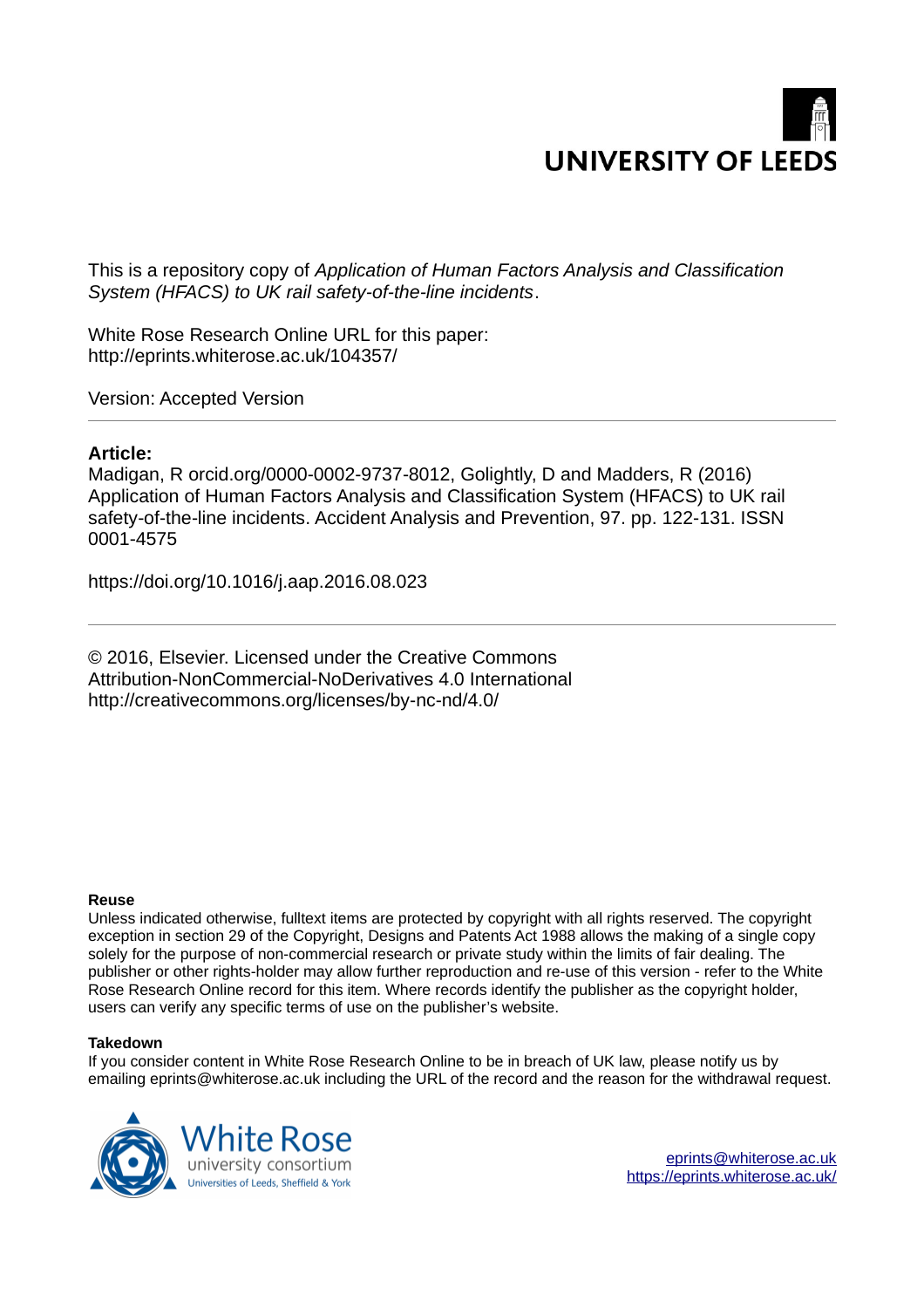UNIVERSITY OF LEEDS

This is a repository copy of *Application of Human Factors Analysis and Classification System (HFACS) to UK rail safety-of-the-line incidents*.

White Rose Research Online URL for this paper:
http://eprints.whiterose.ac.uk/104357/

Version: Accepted Version

---

**Article:**

Madigan, R orcid.org/0000-0002-9737-8012, Golightly, D and Madders, R (2016) Application of Human Factors Analysis and Classification System (HFACS) to UK rail safety-of-the-line incidents. Accident Analysis and Prevention, 97. pp. 122-131. ISSN 0001-4575

https://doi.org/10.1016/j.aap.2016.08.023

---

© 2016, Elsevier. Licensed under the Creative Commons Attribution-NonCommercial-NoDerivatives 4.0 International
http://creativecommons.org/licenses/by-nc-nd/4.0/

**Reuse**

Unless indicated otherwise, fulltext items are protected by copyright with all rights reserved. The copyright exception in section 29 of the Copyright, Designs and Patents Act 1988 allows the making of a single copy solely for the purpose of non-commercial research or private study within the limits of fair dealing. The publisher or other rights-holder may allow further reproduction and re-use of this version - refer to the White Rose Research Online record for this item. Where records identify the publisher as the copyright holder, users can verify any specific terms of use on the publisher's website.

**Takedown**

If you consider content in White Rose Research Online to be in breach of UK law, please notify us by emailing eprints@whiterose.ac.uk including the URL of the record and the reason for the withdrawal request.

White Rose
university consortium
Universities of Leeds, Sheffield & York

eprints@whiterose.ac.uk
https://eprints.whiterose.ac.uk/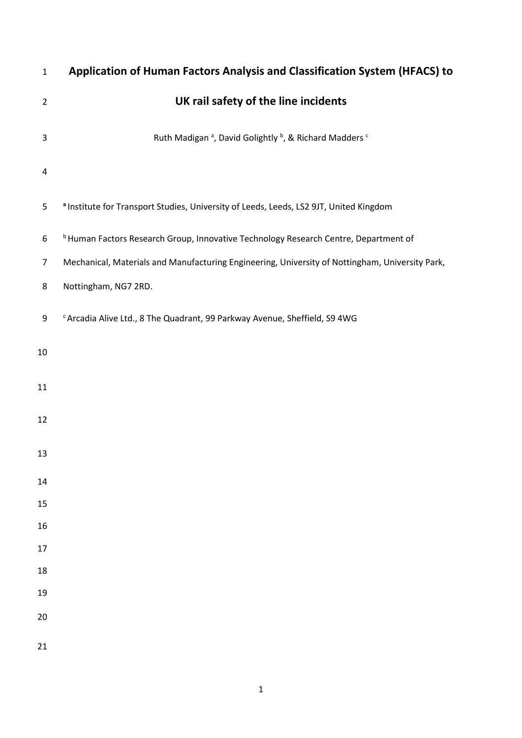# Application of Human Factors Analysis and Classification System (HFACS) to UK rail safety of the line incidents

Ruth Madigan [a], David Golightly [b], & Richard Madders [c]

[a] Institute for Transport Studies, University of Leeds, Leeds, LS2 9JT, United Kingdom

[b] Human Factors Research Group, Innovative Technology Research Centre, Department of Mechanical, Materials and Manufacturing Engineering, University of Nottingham, University Park, Nottingham, NG7 2RD.

[c] Arcadia Alive Ltd., 8 The Quadrant, 99 Parkway Avenue, Sheffield, S9 4WG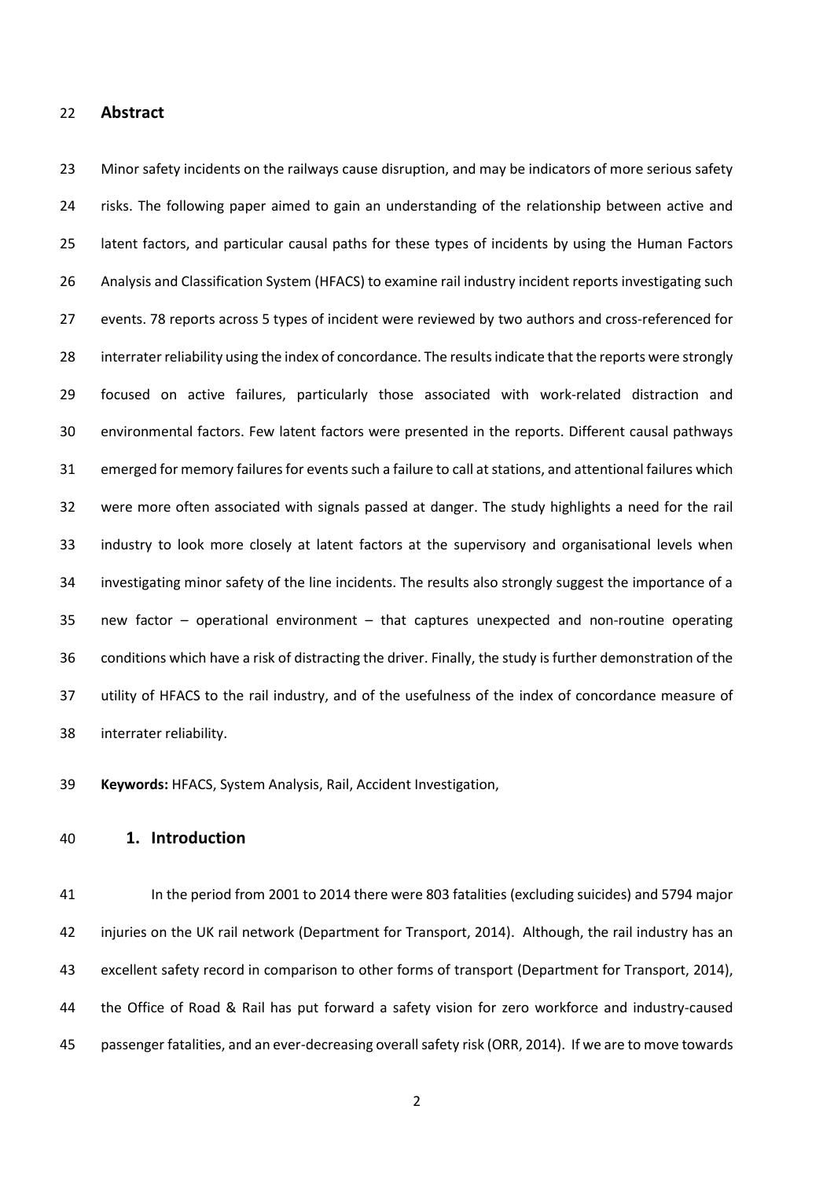## Abstract

Minor safety incidents on the railways cause disruption, and may be indicators of more serious safety risks. The following paper aimed to gain an understanding of the relationship between active and latent factors, and particular causal paths for these types of incidents by using the Human Factors Analysis and Classification System (HFACS) to examine rail industry incident reports investigating such events. 78 reports across 5 types of incident were reviewed by two authors and cross-referenced for interrater reliability using the index of concordance. The results indicate that the reports were strongly focused on active failures, particularly those associated with work-related distraction and environmental factors. Few latent factors were presented in the reports. Different causal pathways emerged for memory failures for events such a failure to call at stations, and attentional failures which were more often associated with signals passed at danger. The study highlights a need for the rail industry to look more closely at latent factors at the supervisory and organisational levels when investigating minor safety of the line incidents. The results also strongly suggest the importance of a new factor – operational environment – that captures unexpected and non-routine operating conditions which have a risk of distracting the driver. Finally, the study is further demonstration of the utility of HFACS to the rail industry, and of the usefulness of the index of concordance measure of interrater reliability.

**Keywords:** HFACS, System Analysis, Rail, Accident Investigation,

## 1. Introduction

In the period from 2001 to 2014 there were 803 fatalities (excluding suicides) and 5794 major injuries on the UK rail network (Department for Transport, 2014). Although, the rail industry has an excellent safety record in comparison to other forms of transport (Department for Transport, 2014), the Office of Road & Rail has put forward a safety vision for zero workforce and industry-caused passenger fatalities, and an ever-decreasing overall safety risk (ORR, 2014). If we are to move towards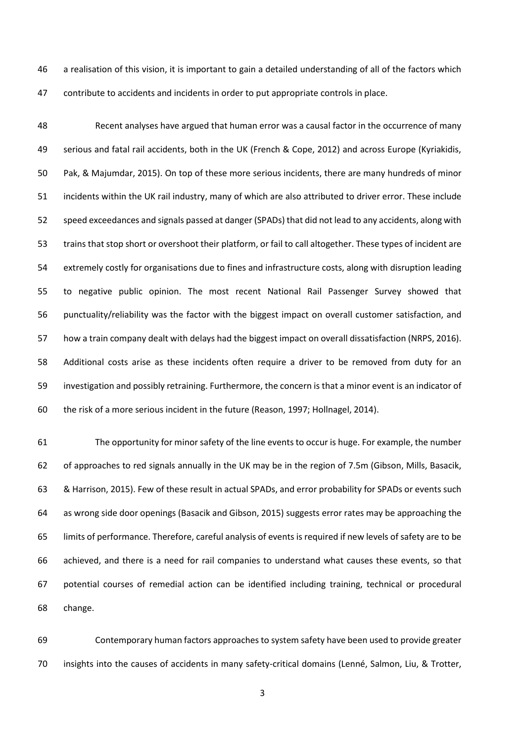a realisation of this vision, it is important to gain a detailed understanding of all of the factors which contribute to accidents and incidents in order to put appropriate controls in place.

Recent analyses have argued that human error was a causal factor in the occurrence of many serious and fatal rail accidents, both in the UK (French & Cope, 2012) and across Europe (Kyriakidis, Pak, & Majumdar, 2015). On top of these more serious incidents, there are many hundreds of minor incidents within the UK rail industry, many of which are also attributed to driver error. These include speed exceedances and signals passed at danger (SPADs) that did not lead to any accidents, along with trains that stop short or overshoot their platform, or fail to call altogether. These types of incident are extremely costly for organisations due to fines and infrastructure costs, along with disruption leading to negative public opinion. The most recent National Rail Passenger Survey showed that punctuality/reliability was the factor with the biggest impact on overall customer satisfaction, and how a train company dealt with delays had the biggest impact on overall dissatisfaction (NRPS, 2016). Additional costs arise as these incidents often require a driver to be removed from duty for an investigation and possibly retraining. Furthermore, the concern is that a minor event is an indicator of the risk of a more serious incident in the future (Reason, 1997; Hollnagel, 2014).

The opportunity for minor safety of the line events to occur is huge. For example, the number of approaches to red signals annually in the UK may be in the region of 7.5m (Gibson, Mills, Basacik, & Harrison, 2015). Few of these result in actual SPADs, and error probability for SPADs or events such as wrong side door openings (Basacik and Gibson, 2015) suggests error rates may be approaching the limits of performance. Therefore, careful analysis of events is required if new levels of safety are to be achieved, and there is a need for rail companies to understand what causes these events, so that potential courses of remedial action can be identified including training, technical or procedural change.

Contemporary human factors approaches to system safety have been used to provide greater insights into the causes of accidents in many safety-critical domains (Lenné, Salmon, Liu, & Trotter,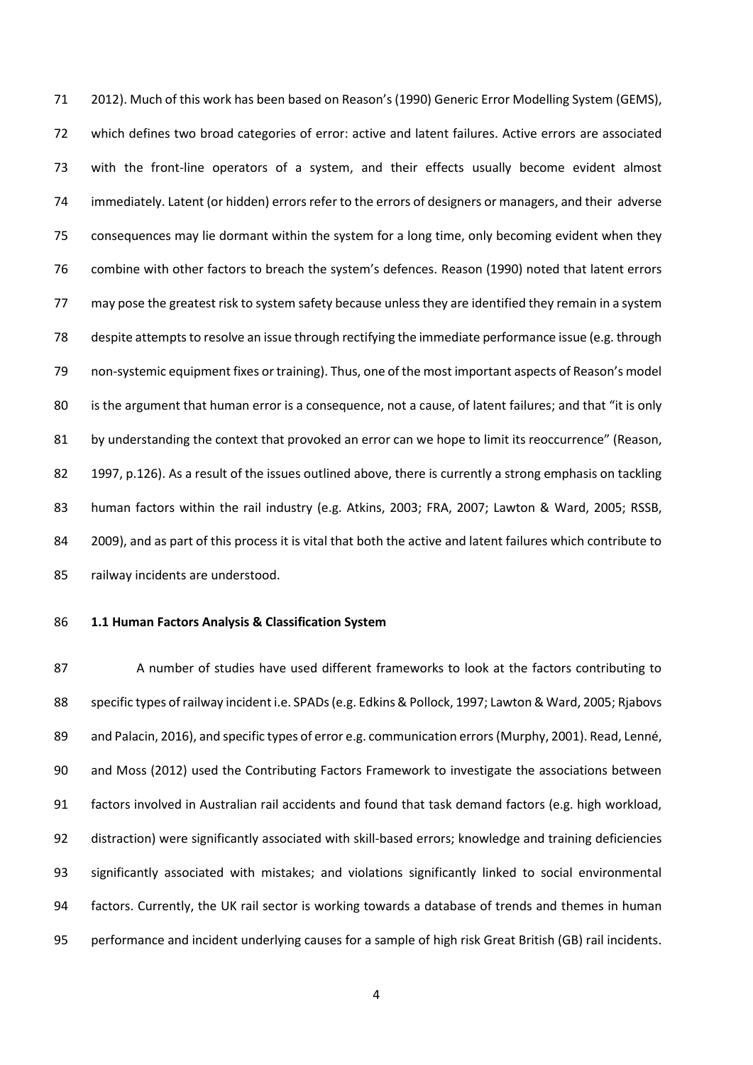2012). Much of this work has been based on Reason's (1990) Generic Error Modelling System (GEMS), which defines two broad categories of error: active and latent failures. Active errors are associated with the front-line operators of a system, and their effects usually become evident almost immediately. Latent (or hidden) errors refer to the errors of designers or managers, and their adverse consequences may lie dormant within the system for a long time, only becoming evident when they combine with other factors to breach the system's defences. Reason (1990) noted that latent errors may pose the greatest risk to system safety because unless they are identified they remain in a system despite attempts to resolve an issue through rectifying the immediate performance issue (e.g. through non-systemic equipment fixes or training). Thus, one of the most important aspects of Reason's model is the argument that human error is a consequence, not a cause, of latent failures; and that "it is only by understanding the context that provoked an error can we hope to limit its reoccurrence" (Reason, 1997, p.126). As a result of the issues outlined above, there is currently a strong emphasis on tackling human factors within the rail industry (e.g. Atkins, 2003; FRA, 2007; Lawton & Ward, 2005; RSSB, 2009), and as part of this process it is vital that both the active and latent failures which contribute to railway incidents are understood.

### 1.1 Human Factors Analysis & Classification System

A number of studies have used different frameworks to look at the factors contributing to specific types of railway incident i.e. SPADs (e.g. Edkins & Pollock, 1997; Lawton & Ward, 2005; Rjabovs and Palacin, 2016), and specific types of error e.g. communication errors (Murphy, 2001). Read, Lenné, and Moss (2012) used the Contributing Factors Framework to investigate the associations between factors involved in Australian rail accidents and found that task demand factors (e.g. high workload, distraction) were significantly associated with skill-based errors; knowledge and training deficiencies significantly associated with mistakes; and violations significantly linked to social environmental factors. Currently, the UK rail sector is working towards a database of trends and themes in human performance and incident underlying causes for a sample of high risk Great British (GB) rail incidents.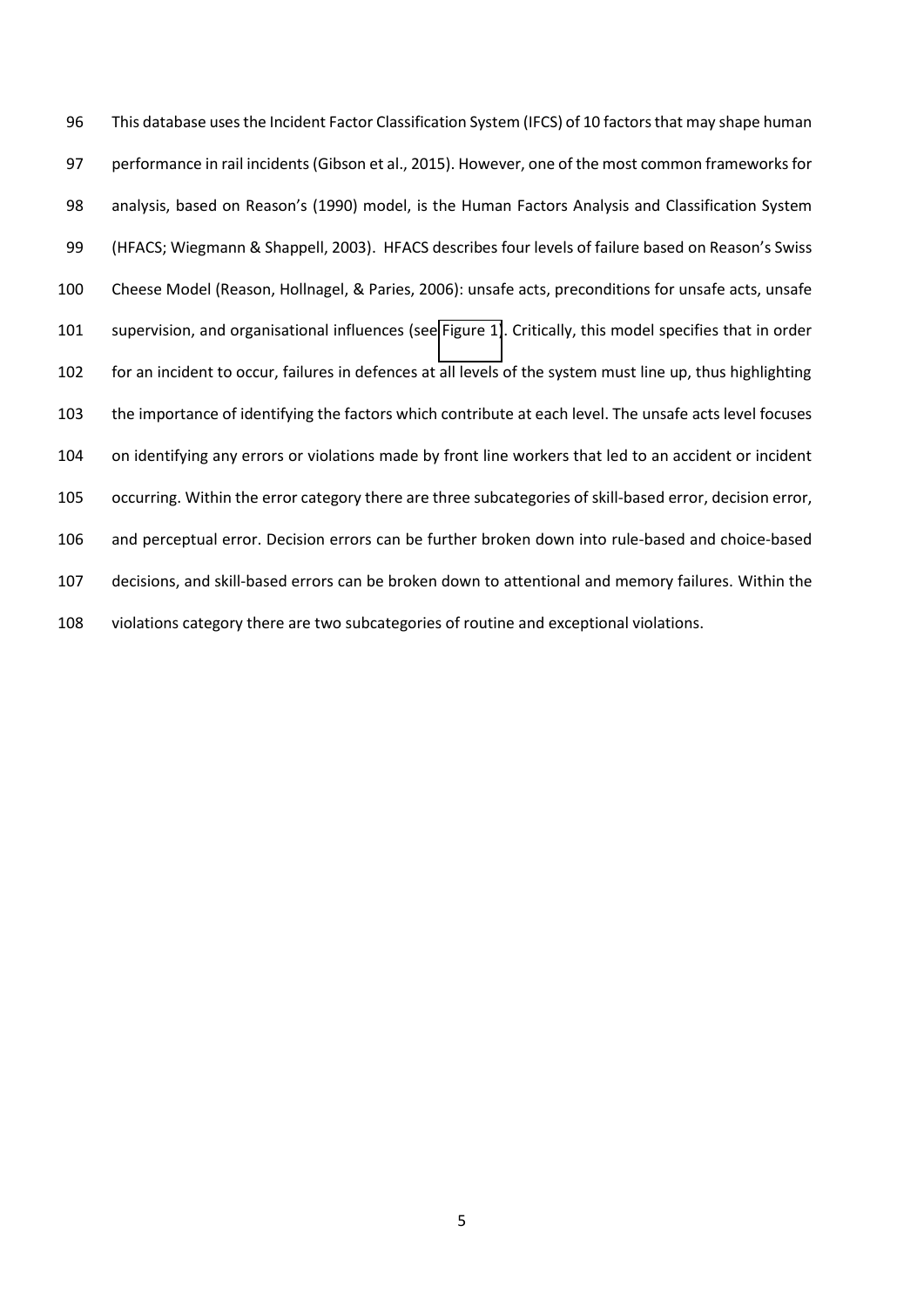This database uses the Incident Factor Classification System (IFCS) of 10 factors that may shape human performance in rail incidents (Gibson et al., 2015). However, one of the most common frameworks for analysis, based on Reason's (1990) model, is the Human Factors Analysis and Classification System (HFACS; Wiegmann & Shappell, 2003). HFACS describes four levels of failure based on Reason's Swiss Cheese Model (Reason, Hollnagel, & Paries, 2006): unsafe acts, preconditions for unsafe acts, unsafe supervision, and organisational influences (see Figure 1). Critically, this model specifies that in order for an incident to occur, failures in defences at all levels of the system must line up, thus highlighting the importance of identifying the factors which contribute at each level. The unsafe acts level focuses on identifying any errors or violations made by front line workers that led to an accident or incident occurring. Within the error category there are three subcategories of skill-based error, decision error, and perceptual error. Decision errors can be further broken down into rule-based and choice-based decisions, and skill-based errors can be broken down to attentional and memory failures. Within the violations category there are two subcategories of routine and exceptional violations.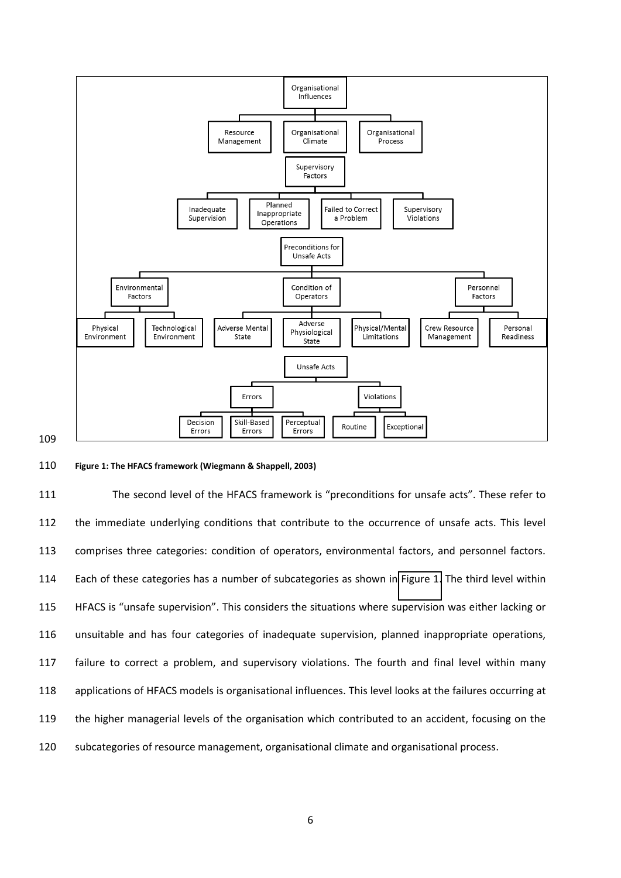Figure 1: The HFACS framework (Wiegmann & Shappell, 2003)

The second level of the HFACS framework is "preconditions for unsafe acts". These refer to the immediate underlying conditions that contribute to the occurrence of unsafe acts. This level comprises three categories: condition of operators, environmental factors, and personnel factors. Each of these categories has a number of subcategories as shown in Figure 1. The third level within HFACS is "unsafe supervision". This considers the situations where supervision was either lacking or unsuitable and has four categories of inadequate supervision, planned inappropriate operations, failure to correct a problem, and supervisory violations. The fourth and final level within many applications of HFACS models is organisational influences. This level looks at the failures occurring at the higher managerial levels of the organisation which contributed to an accident, focusing on the subcategories of resource management, organisational climate and organisational process.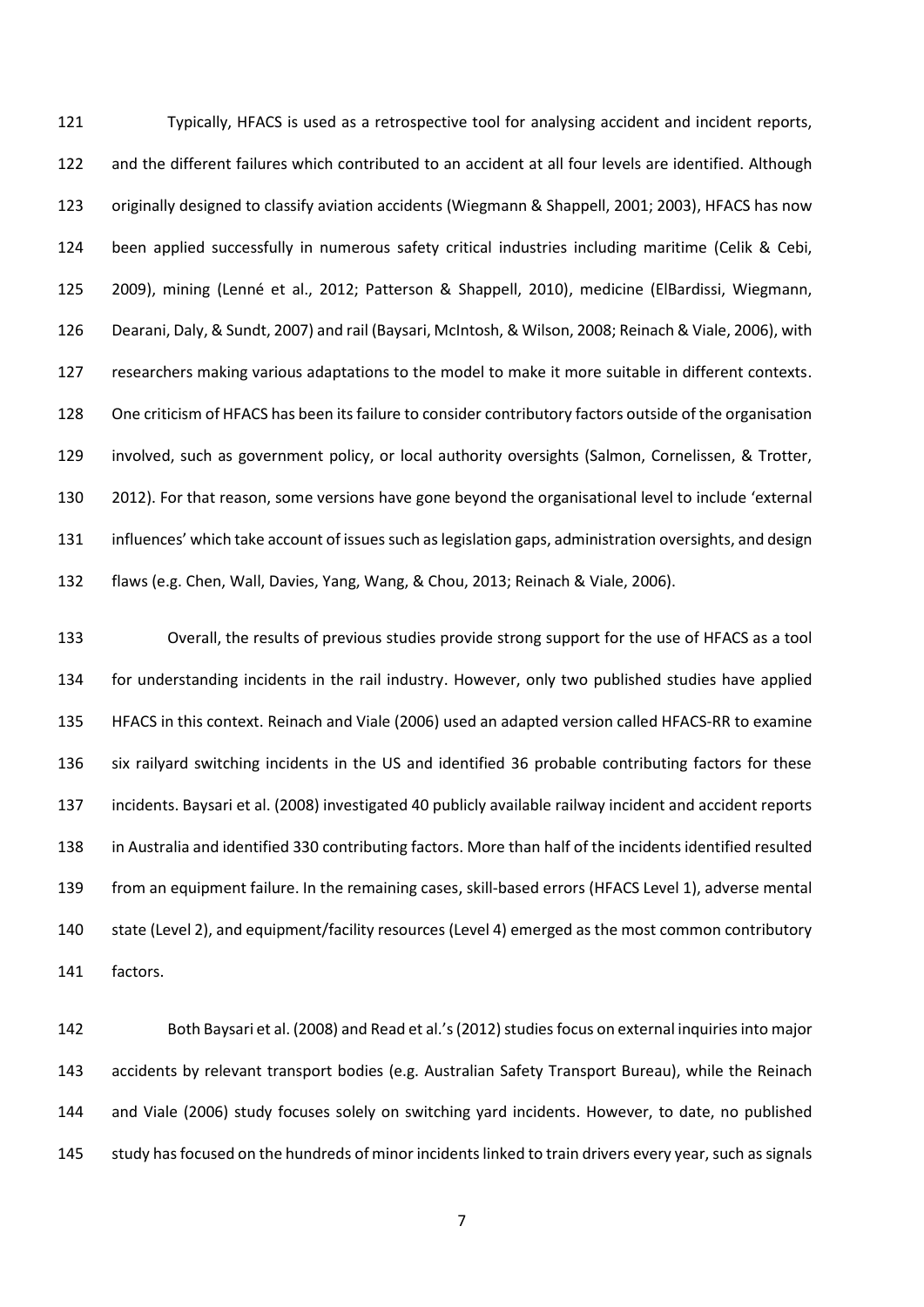Typically, HFACS is used as a retrospective tool for analysing accident and incident reports, and the different failures which contributed to an accident at all four levels are identified. Although originally designed to classify aviation accidents (Wiegmann & Shappell, 2001; 2003), HFACS has now been applied successfully in numerous safety critical industries including maritime (Celik & Cebi, 2009), mining (Lenné et al., 2012; Patterson & Shappell, 2010), medicine (ElBardissi, Wiegmann, Dearani, Daly, & Sundt, 2007) and rail (Baysari, McIntosh, & Wilson, 2008; Reinach & Viale, 2006), with researchers making various adaptations to the model to make it more suitable in different contexts. One criticism of HFACS has been its failure to consider contributory factors outside of the organisation involved, such as government policy, or local authority oversights (Salmon, Cornelissen, & Trotter, 2012). For that reason, some versions have gone beyond the organisational level to include 'external influences' which take account of issues such as legislation gaps, administration oversights, and design flaws (e.g. Chen, Wall, Davies, Yang, Wang, & Chou, 2013; Reinach & Viale, 2006).

Overall, the results of previous studies provide strong support for the use of HFACS as a tool for understanding incidents in the rail industry. However, only two published studies have applied HFACS in this context. Reinach and Viale (2006) used an adapted version called HFACS-RR to examine six railyard switching incidents in the US and identified 36 probable contributing factors for these incidents. Baysari et al. (2008) investigated 40 publicly available railway incident and accident reports in Australia and identified 330 contributing factors. More than half of the incidents identified resulted from an equipment failure. In the remaining cases, skill-based errors (HFACS Level 1), adverse mental state (Level 2), and equipment/facility resources (Level 4) emerged as the most common contributory factors.

Both Baysari et al. (2008) and Read et al.'s (2012) studies focus on external inquiries into major accidents by relevant transport bodies (e.g. Australian Safety Transport Bureau), while the Reinach and Viale (2006) study focuses solely on switching yard incidents. However, to date, no published study has focused on the hundreds of minor incidents linked to train drivers every year, such as signals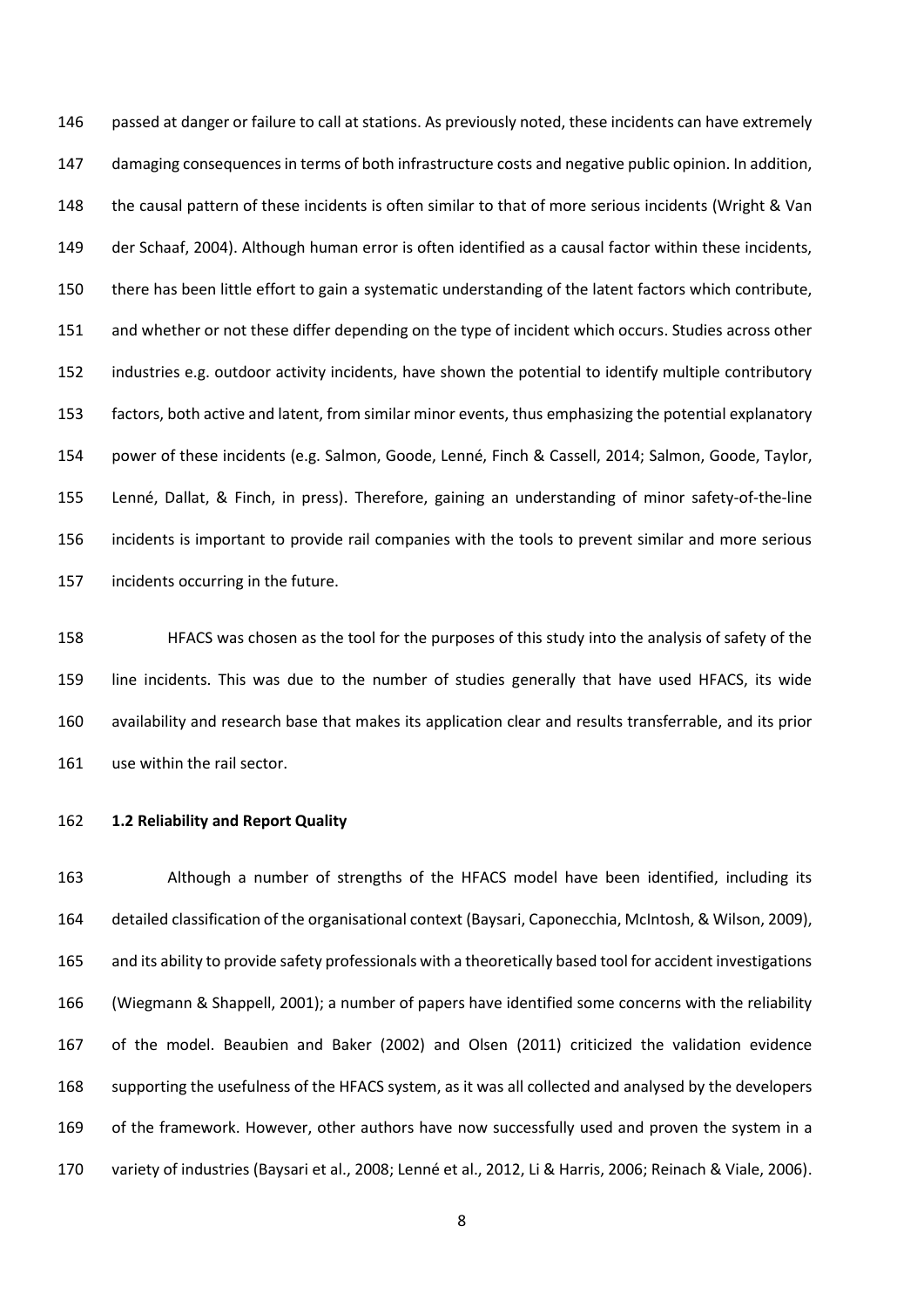passed at danger or failure to call at stations. As previously noted, these incidents can have extremely damaging consequences in terms of both infrastructure costs and negative public opinion. In addition, the causal pattern of these incidents is often similar to that of more serious incidents (Wright & Van der Schaaf, 2004). Although human error is often identified as a causal factor within these incidents, there has been little effort to gain a systematic understanding of the latent factors which contribute, and whether or not these differ depending on the type of incident which occurs. Studies across other industries e.g. outdoor activity incidents, have shown the potential to identify multiple contributory factors, both active and latent, from similar minor events, thus emphasizing the potential explanatory power of these incidents (e.g. Salmon, Goode, Lenné, Finch & Cassell, 2014; Salmon, Goode, Taylor, Lenné, Dallat, & Finch, in press). Therefore, gaining an understanding of minor safety-of-the-line incidents is important to provide rail companies with the tools to prevent similar and more serious incidents occurring in the future.

HFACS was chosen as the tool for the purposes of this study into the analysis of safety of the line incidents. This was due to the number of studies generally that have used HFACS, its wide availability and research base that makes its application clear and results transferrable, and its prior use within the rail sector.

### 1.2 Reliability and Report Quality

Although a number of strengths of the HFACS model have been identified, including its detailed classification of the organisational context (Baysari, Caponecchia, McIntosh, & Wilson, 2009), and its ability to provide safety professionals with a theoretically based tool for accident investigations (Wiegmann & Shappell, 2001); a number of papers have identified some concerns with the reliability of the model. Beaubien and Baker (2002) and Olsen (2011) criticized the validation evidence supporting the usefulness of the HFACS system, as it was all collected and analysed by the developers of the framework. However, other authors have now successfully used and proven the system in a variety of industries (Baysari et al., 2008; Lenné et al., 2012, Li & Harris, 2006; Reinach & Viale, 2006).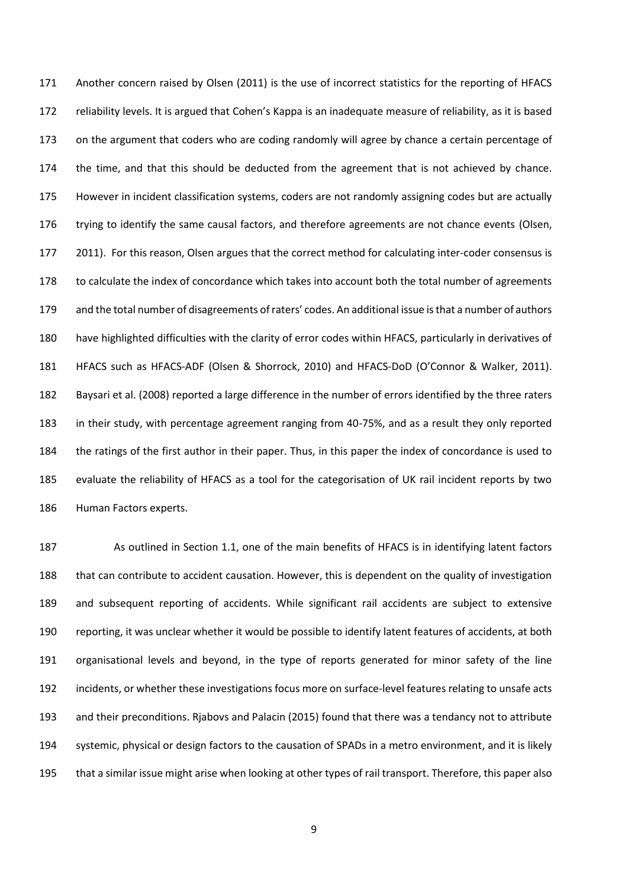Another concern raised by Olsen (2011) is the use of incorrect statistics for the reporting of HFACS reliability levels. It is argued that Cohen's Kappa is an inadequate measure of reliability, as it is based on the argument that coders who are coding randomly will agree by chance a certain percentage of the time, and that this should be deducted from the agreement that is not achieved by chance. However in incident classification systems, coders are not randomly assigning codes but are actually trying to identify the same causal factors, and therefore agreements are not chance events (Olsen, 2011). For this reason, Olsen argues that the correct method for calculating inter-coder consensus is to calculate the index of concordance which takes into account both the total number of agreements and the total number of disagreements of raters' codes. An additional issue is that a number of authors have highlighted difficulties with the clarity of error codes within HFACS, particularly in derivatives of HFACS such as HFACS-ADF (Olsen & Shorrock, 2010) and HFACS-DoD (O'Connor & Walker, 2011). Baysari et al. (2008) reported a large difference in the number of errors identified by the three raters in their study, with percentage agreement ranging from 40-75%, and as a result they only reported the ratings of the first author in their paper. Thus, in this paper the index of concordance is used to evaluate the reliability of HFACS as a tool for the categorisation of UK rail incident reports by two Human Factors experts.

As outlined in Section 1.1, one of the main benefits of HFACS is in identifying latent factors that can contribute to accident causation. However, this is dependent on the quality of investigation and subsequent reporting of accidents. While significant rail accidents are subject to extensive reporting, it was unclear whether it would be possible to identify latent features of accidents, at both organisational levels and beyond, in the type of reports generated for minor safety of the line incidents, or whether these investigations focus more on surface-level features relating to unsafe acts and their preconditions. Rjabovs and Palacin (2015) found that there was a tendancy not to attribute systemic, physical or design factors to the causation of SPADs in a metro environment, and it is likely that a similar issue might arise when looking at other types of rail transport. Therefore, this paper also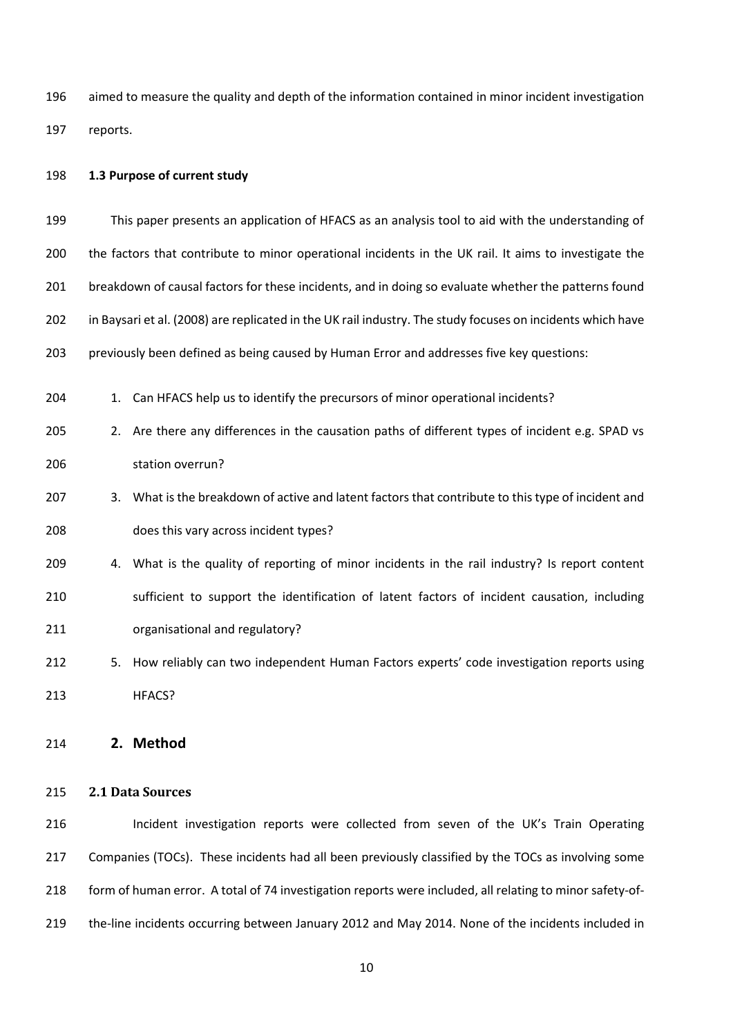aimed to measure the quality and depth of the information contained in minor incident investigation reports.

### 1.3 Purpose of current study

This paper presents an application of HFACS as an analysis tool to aid with the understanding of the factors that contribute to minor operational incidents in the UK rail. It aims to investigate the breakdown of causal factors for these incidents, and in doing so evaluate whether the patterns found in Baysari et al. (2008) are replicated in the UK rail industry. The study focuses on incidents which have previously been defined as being caused by Human Error and addresses five key questions:

1. Can HFACS help us to identify the precursors of minor operational incidents?
2. Are there any differences in the causation paths of different types of incident e.g. SPAD vs station overrun?
3. What is the breakdown of active and latent factors that contribute to this type of incident and does this vary across incident types?
4. What is the quality of reporting of minor incidents in the rail industry? Is report content sufficient to support the identification of latent factors of incident causation, including organisational and regulatory?
5. How reliably can two independent Human Factors experts' code investigation reports using HFACS?

## 2. Method

### 2.1 Data Sources

Incident investigation reports were collected from seven of the UK's Train Operating Companies (TOCs). These incidents had all been previously classified by the TOCs as involving some form of human error. A total of 74 investigation reports were included, all relating to minor safety-of-the-line incidents occurring between January 2012 and May 2014. None of the incidents included in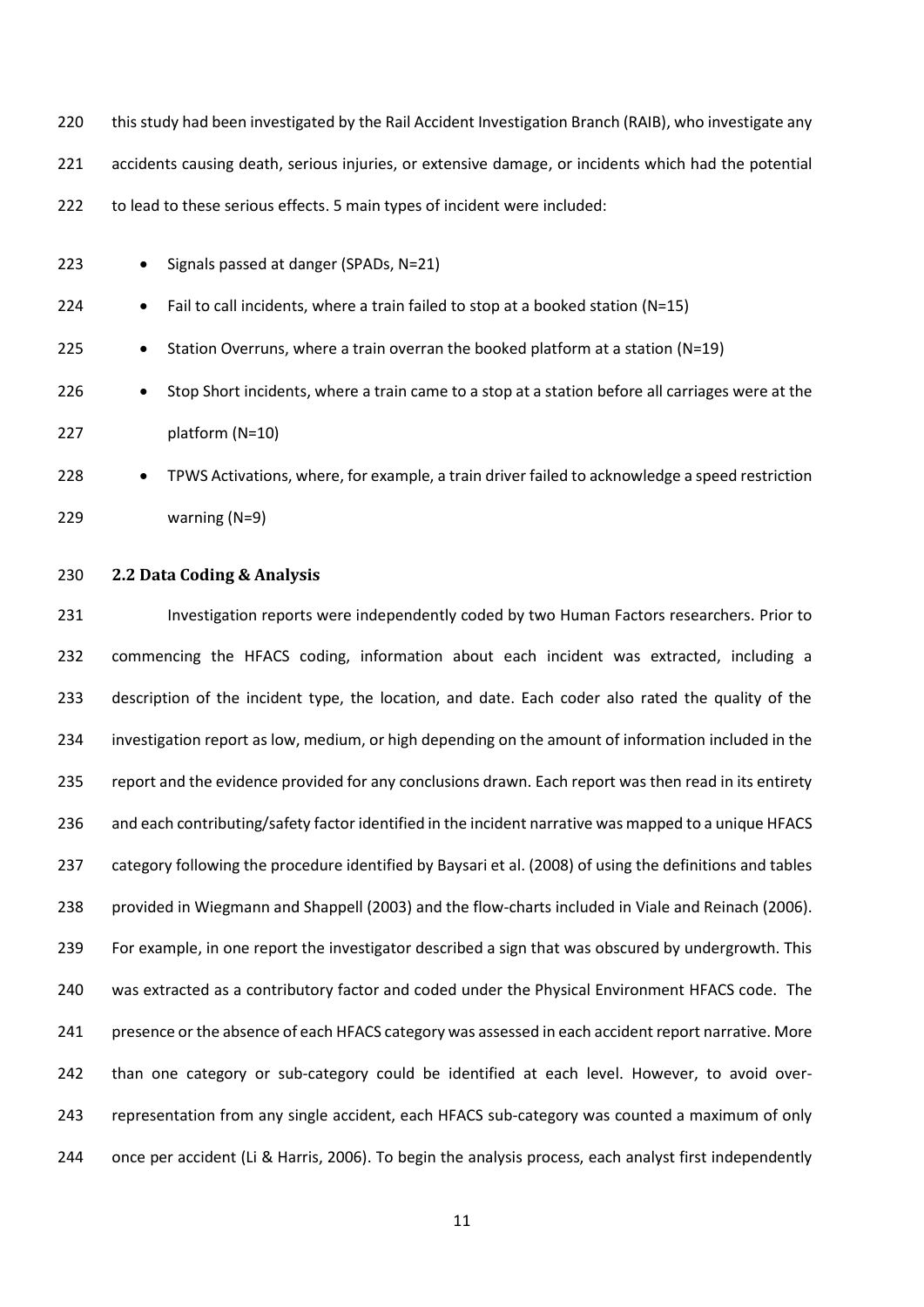this study had been investigated by the Rail Accident Investigation Branch (RAIB), who investigate any accidents causing death, serious injuries, or extensive damage, or incidents which had the potential to lead to these serious effects. 5 main types of incident were included:

- Signals passed at danger (SPADs, N=21)
- Fail to call incidents, where a train failed to stop at a booked station (N=15)
- Station Overruns, where a train overran the booked platform at a station (N=19)
- Stop Short incidents, where a train came to a stop at a station before all carriages were at the platform (N=10)
- TPWS Activations, where, for example, a train driver failed to acknowledge a speed restriction warning (N=9)

### 2.2 Data Coding & Analysis

Investigation reports were independently coded by two Human Factors researchers. Prior to commencing the HFACS coding, information about each incident was extracted, including a description of the incident type, the location, and date. Each coder also rated the quality of the investigation report as low, medium, or high depending on the amount of information included in the report and the evidence provided for any conclusions drawn. Each report was then read in its entirety and each contributing/safety factor identified in the incident narrative was mapped to a unique HFACS category following the procedure identified by Baysari et al. (2008) of using the definitions and tables provided in Wiegmann and Shappell (2003) and the flow-charts included in Viale and Reinach (2006). For example, in one report the investigator described a sign that was obscured by undergrowth. This was extracted as a contributory factor and coded under the Physical Environment HFACS code. The presence or the absence of each HFACS category was assessed in each accident report narrative. More than one category or sub-category could be identified at each level. However, to avoid over-representation from any single accident, each HFACS sub-category was counted a maximum of only once per accident (Li & Harris, 2006). To begin the analysis process, each analyst first independently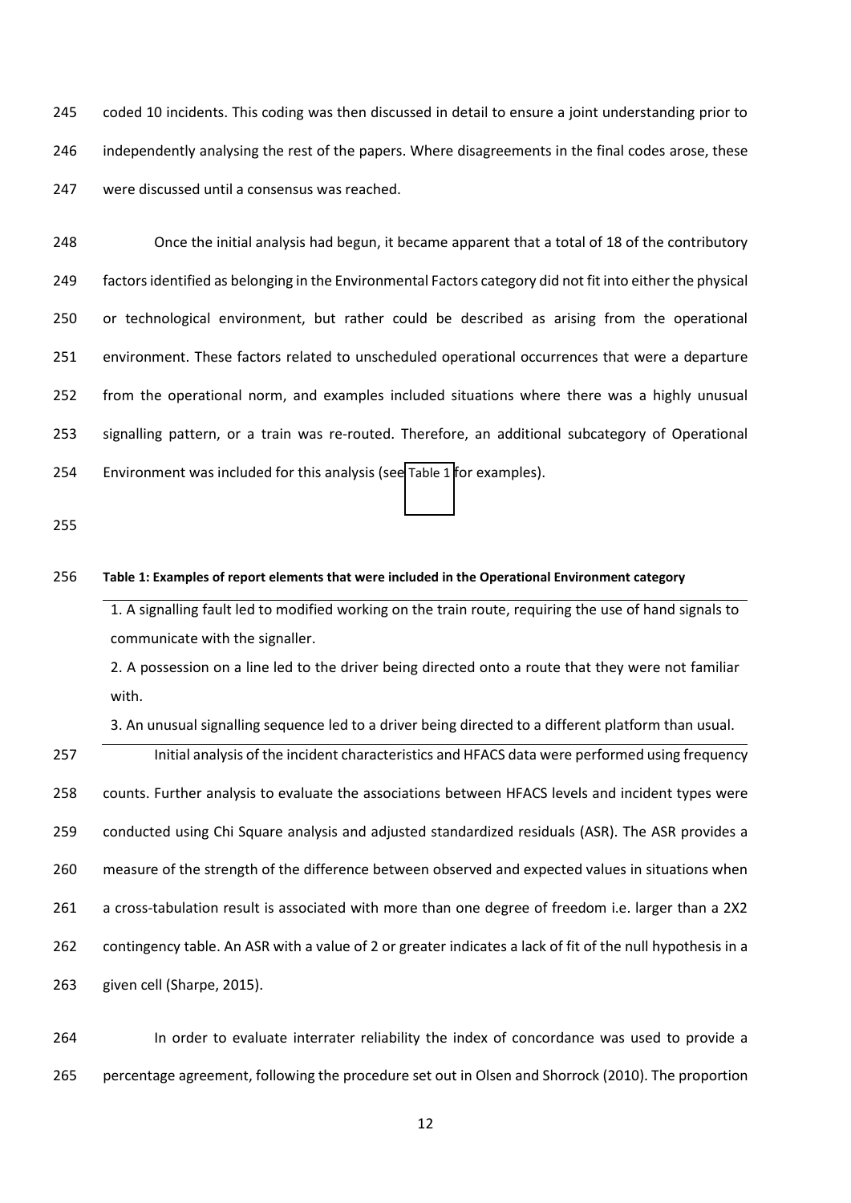coded 10 incidents. This coding was then discussed in detail to ensure a joint understanding prior to independently analysing the rest of the papers. Where disagreements in the final codes arose, these were discussed until a consensus was reached.

Once the initial analysis had begun, it became apparent that a total of 18 of the contributory factors identified as belonging in the Environmental Factors category did not fit into either the physical or technological environment, but rather could be described as arising from the operational environment. These factors related to unscheduled operational occurrences that were a departure from the operational norm, and examples included situations where there was a highly unusual signalling pattern, or a train was re-routed. Therefore, an additional subcategory of Operational Environment was included for this analysis (see Table 1 for examples).

**Table 1: Examples of report elements that were included in the Operational Environment category**

| |
|---|
| 1. A signalling fault led to modified working on the train route, requiring the use of hand signals to communicate with the signaller. |
| 2. A possession on a line led to the driver being directed onto a route that they were not familiar with. |
| 3. An unusual signalling sequence led to a driver being directed to a different platform than usual. |

Initial analysis of the incident characteristics and HFACS data were performed using frequency counts. Further analysis to evaluate the associations between HFACS levels and incident types were conducted using Chi Square analysis and adjusted standardized residuals (ASR). The ASR provides a measure of the strength of the difference between observed and expected values in situations when a cross-tabulation result is associated with more than one degree of freedom i.e. larger than a 2X2 contingency table. An ASR with a value of 2 or greater indicates a lack of fit of the null hypothesis in a given cell (Sharpe, 2015).

In order to evaluate interrater reliability the index of concordance was used to provide a percentage agreement, following the procedure set out in Olsen and Shorrock (2010). The proportion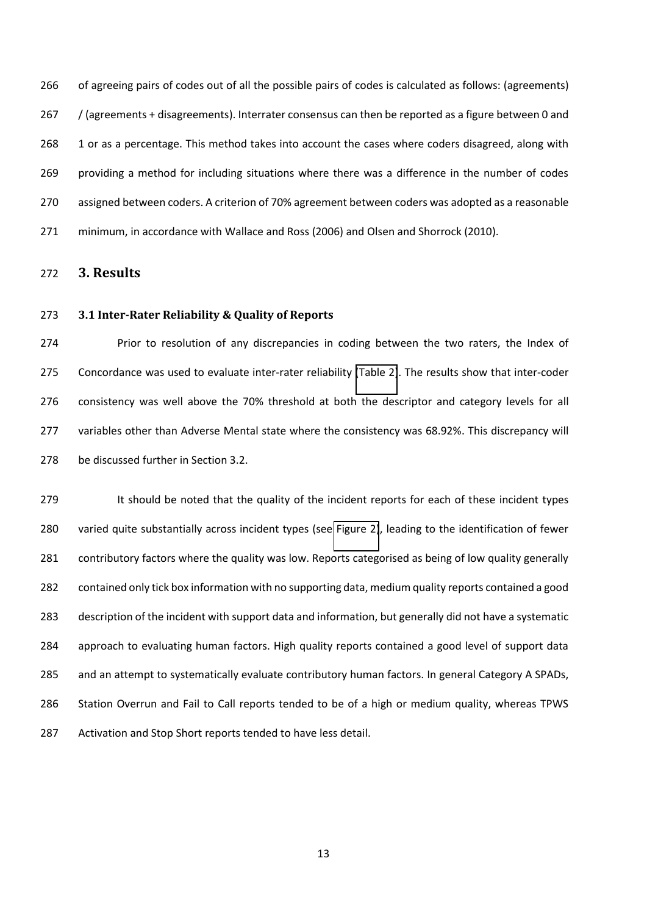of agreeing pairs of codes out of all the possible pairs of codes is calculated as follows: (agreements) / (agreements + disagreements). Interrater consensus can then be reported as a figure between 0 and 1 or as a percentage. This method takes into account the cases where coders disagreed, along with providing a method for including situations where there was a difference in the number of codes assigned between coders. A criterion of 70% agreement between coders was adopted as a reasonable minimum, in accordance with Wallace and Ross (2006) and Olsen and Shorrock (2010).

# 3. Results

### 3.1 Inter-Rater Reliability & Quality of Reports

Prior to resolution of any discrepancies in coding between the two raters, the Index of Concordance was used to evaluate inter-rater reliability (Table 2). The results show that inter-coder consistency was well above the 70% threshold at both the descriptor and category levels for all variables other than Adverse Mental state where the consistency was 68.92%. This discrepancy will be discussed further in Section 3.2.

It should be noted that the quality of the incident reports for each of these incident types varied quite substantially across incident types (see Figure 2), leading to the identification of fewer contributory factors where the quality was low. Reports categorised as being of low quality generally contained only tick box information with no supporting data, medium quality reports contained a good description of the incident with support data and information, but generally did not have a systematic approach to evaluating human factors. High quality reports contained a good level of support data and an attempt to systematically evaluate contributory human factors. In general Category A SPADs, Station Overrun and Fail to Call reports tended to be of a high or medium quality, whereas TPWS Activation and Stop Short reports tended to have less detail.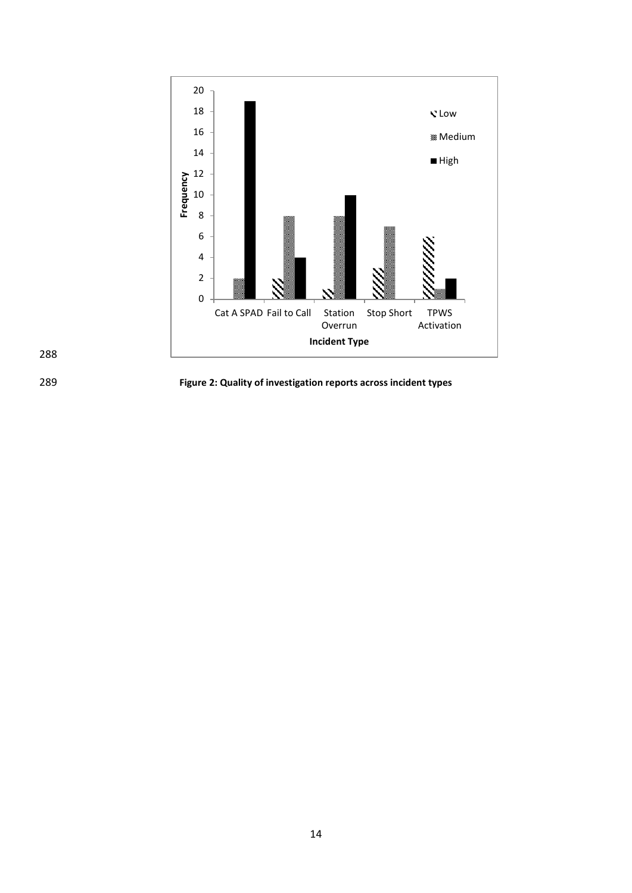**Figure 2: Quality of investigation reports across incident types**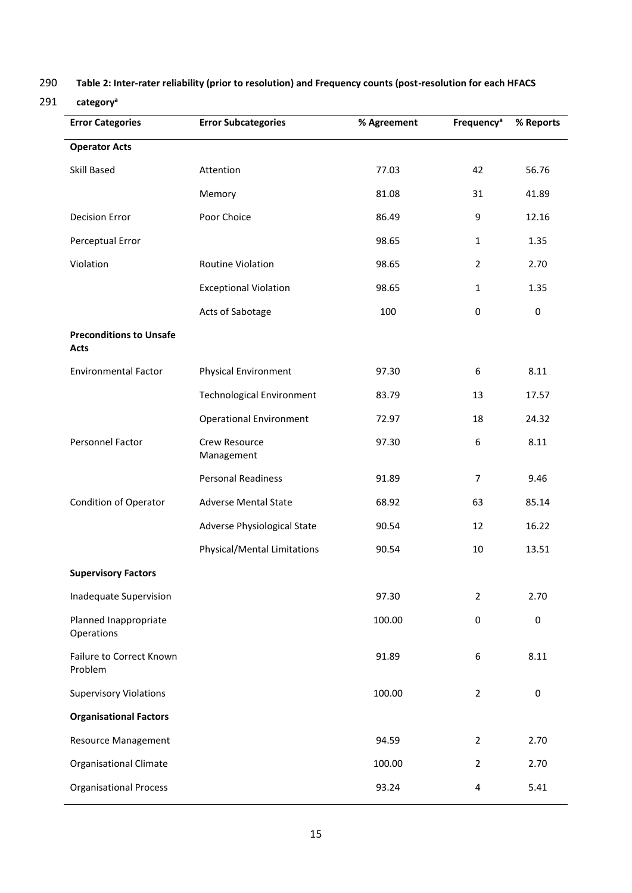**Table 2: Inter-rater reliability (prior to resolution) and Frequency counts (post-resolution for each HFACS category[a]**

| Error Categories | Error Subcategories | % Agreement | Frequency[a] | % Reports |
|---|---|---|---|---|
| **Operator Acts** | | | | |
| Skill Based | Attention | 77.03 | 42 | 56.76 |
| | Memory | 81.08 | 31 | 41.89 |
| Decision Error | Poor Choice | 86.49 | 9 | 12.16 |
| Perceptual Error | | 98.65 | 1 | 1.35 |
| Violation | Routine Violation | 98.65 | 2 | 2.70 |
| | Exceptional Violation | 98.65 | 1 | 1.35 |
| | Acts of Sabotage | 100 | 0 | 0 |
| **Preconditions to Unsafe Acts** | | | | |
| Environmental Factor | Physical Environment | 97.30 | 6 | 8.11 |
| | Technological Environment | 83.79 | 13 | 17.57 |
| | Operational Environment | 72.97 | 18 | 24.32 |
| Personnel Factor | Crew Resource Management | 97.30 | 6 | 8.11 |
| | Personal Readiness | 91.89 | 7 | 9.46 |
| Condition of Operator | Adverse Mental State | 68.92 | 63 | 85.14 |
| | Adverse Physiological State | 90.54 | 12 | 16.22 |
| | Physical/Mental Limitations | 90.54 | 10 | 13.51 |
| **Supervisory Factors** | | | | |
| Inadequate Supervision | | 97.30 | 2 | 2.70 |
| Planned Inappropriate Operations | | 100.00 | 0 | 0 |
| Failure to Correct Known Problem | | 91.89 | 6 | 8.11 |
| Supervisory Violations | | 100.00 | 2 | 0 |
| **Organisational Factors** | | | | |
| Resource Management | | 94.59 | 2 | 2.70 |
| Organisational Climate | | 100.00 | 2 | 2.70 |
| Organisational Process | | 93.24 | 4 | 5.41 |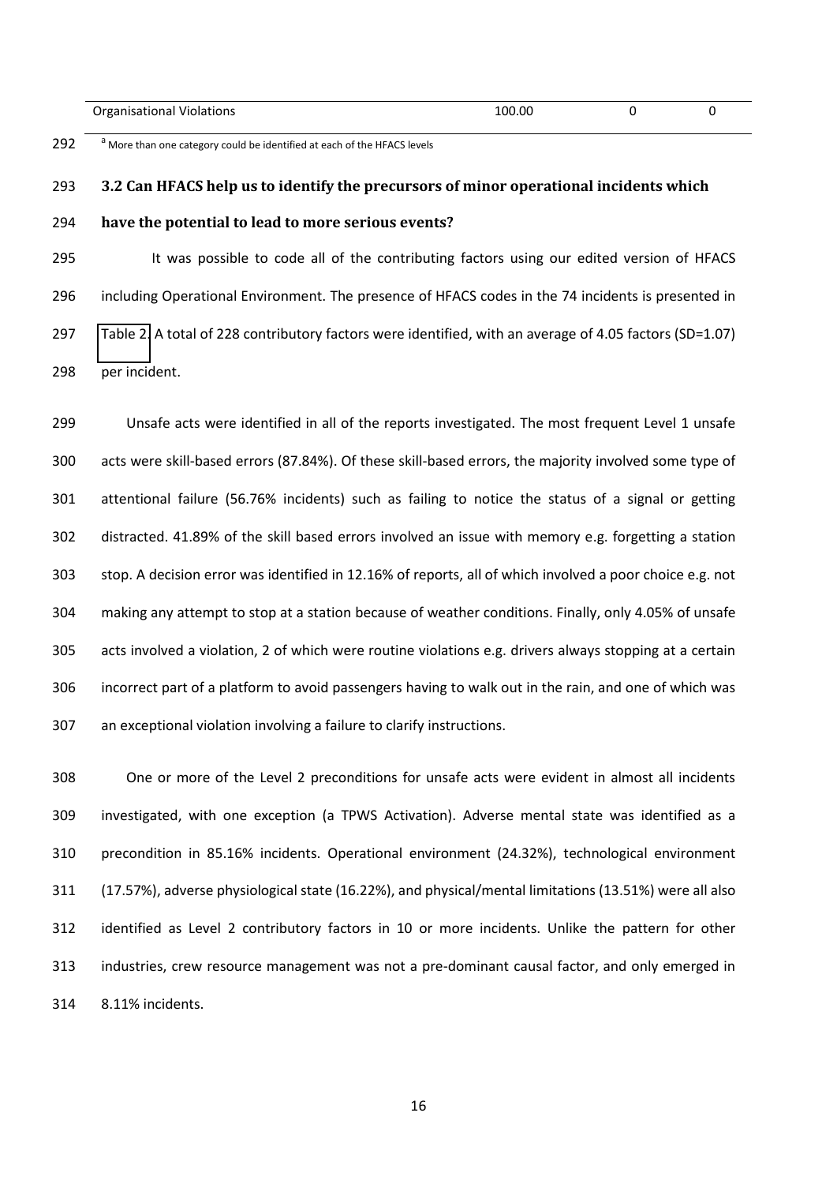| Organisational Violations | 100.00 | 0 | 0 |
|---|---|---|---|

[a] More than one category could be identified at each of the HFACS levels

### 3.2 Can HFACS help us to identify the precursors of minor operational incidents which have the potential to lead to more serious events?

It was possible to code all of the contributing factors using our edited version of HFACS including Operational Environment. The presence of HFACS codes in the 74 incidents is presented in Table 2. A total of 228 contributory factors were identified, with an average of 4.05 factors (SD=1.07) per incident.

Unsafe acts were identified in all of the reports investigated. The most frequent Level 1 unsafe acts were skill-based errors (87.84%). Of these skill-based errors, the majority involved some type of attentional failure (56.76% incidents) such as failing to notice the status of a signal or getting distracted. 41.89% of the skill based errors involved an issue with memory e.g. forgetting a station stop. A decision error was identified in 12.16% of reports, all of which involved a poor choice e.g. not making any attempt to stop at a station because of weather conditions. Finally, only 4.05% of unsafe acts involved a violation, 2 of which were routine violations e.g. drivers always stopping at a certain incorrect part of a platform to avoid passengers having to walk out in the rain, and one of which was an exceptional violation involving a failure to clarify instructions.

One or more of the Level 2 preconditions for unsafe acts were evident in almost all incidents investigated, with one exception (a TPWS Activation). Adverse mental state was identified as a precondition in 85.16% incidents. Operational environment (24.32%), technological environment (17.57%), adverse physiological state (16.22%), and physical/mental limitations (13.51%) were all also identified as Level 2 contributory factors in 10 or more incidents. Unlike the pattern for other industries, crew resource management was not a pre-dominant causal factor, and only emerged in 8.11% incidents.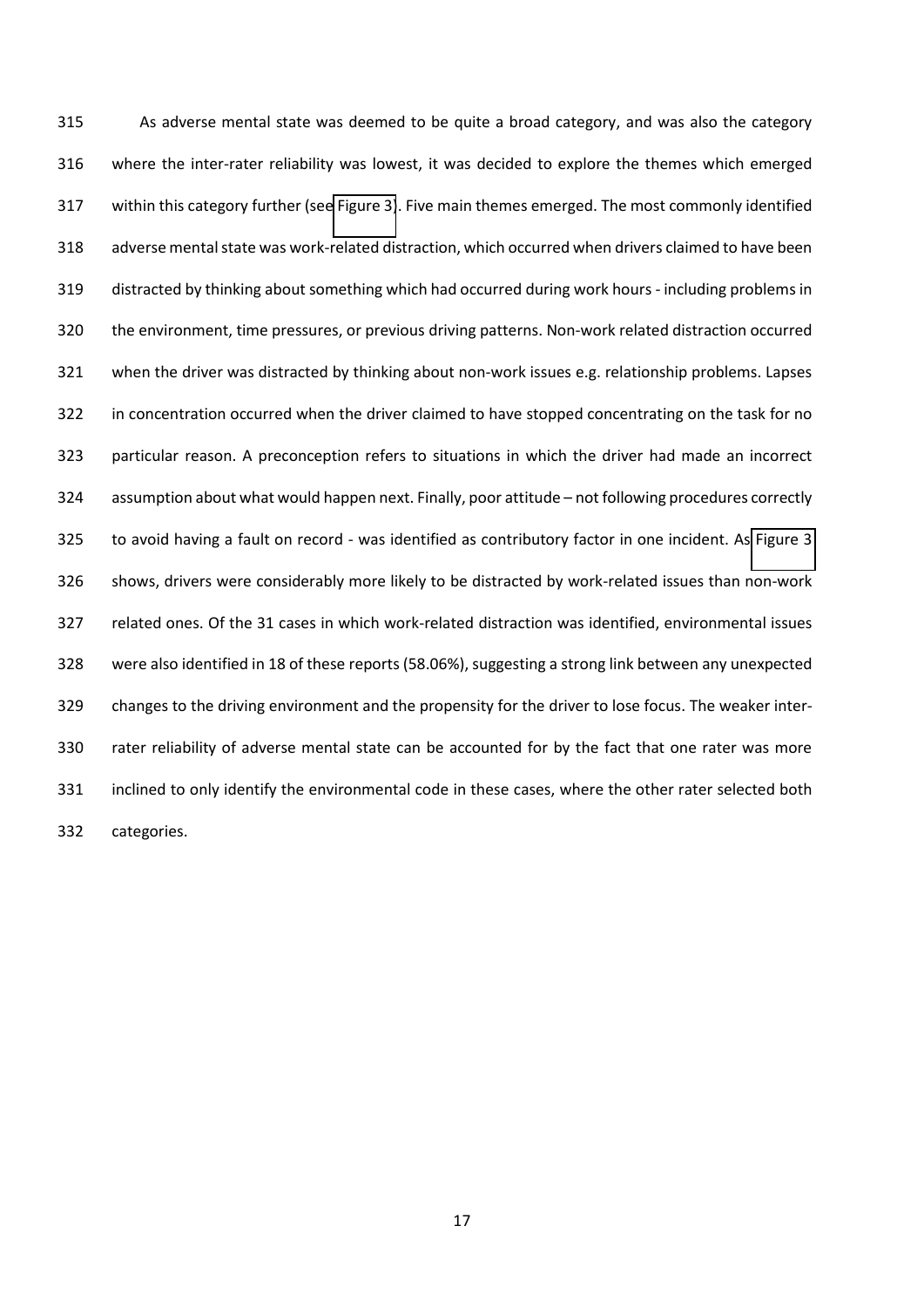As adverse mental state was deemed to be quite a broad category, and was also the category where the inter-rater reliability was lowest, it was decided to explore the themes which emerged within this category further (see Figure 3). Five main themes emerged. The most commonly identified adverse mental state was work-related distraction, which occurred when drivers claimed to have been distracted by thinking about something which had occurred during work hours - including problems in the environment, time pressures, or previous driving patterns. Non-work related distraction occurred when the driver was distracted by thinking about non-work issues e.g. relationship problems. Lapses in concentration occurred when the driver claimed to have stopped concentrating on the task for no particular reason. A preconception refers to situations in which the driver had made an incorrect assumption about what would happen next. Finally, poor attitude – not following procedures correctly to avoid having a fault on record - was identified as contributory factor in one incident. As Figure 3 shows, drivers were considerably more likely to be distracted by work-related issues than non-work related ones. Of the 31 cases in which work-related distraction was identified, environmental issues were also identified in 18 of these reports (58.06%), suggesting a strong link between any unexpected changes to the driving environment and the propensity for the driver to lose focus. The weaker inter-rater reliability of adverse mental state can be accounted for by the fact that one rater was more inclined to only identify the environmental code in these cases, where the other rater selected both categories.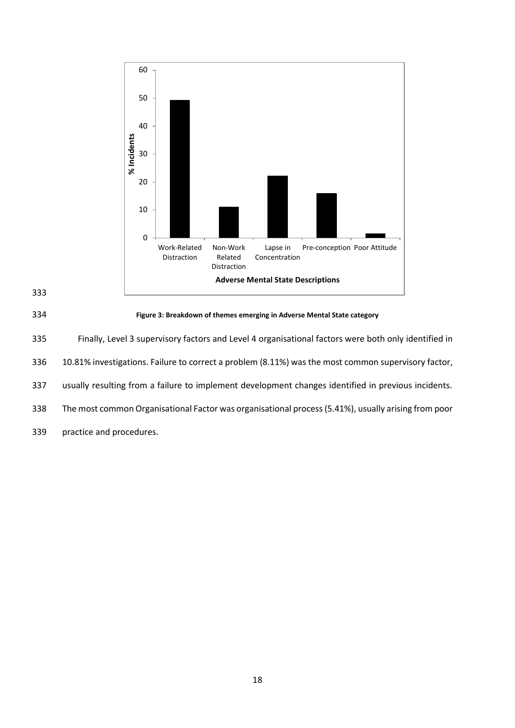**Figure 3: Breakdown of themes emerging in Adverse Mental State category**

Finally, Level 3 supervisory factors and Level 4 organisational factors were both only identified in 10.81% investigations. Failure to correct a problem (8.11%) was the most common supervisory factor, usually resulting from a failure to implement development changes identified in previous incidents. The most common Organisational Factor was organisational process (5.41%), usually arising from poor practice and procedures.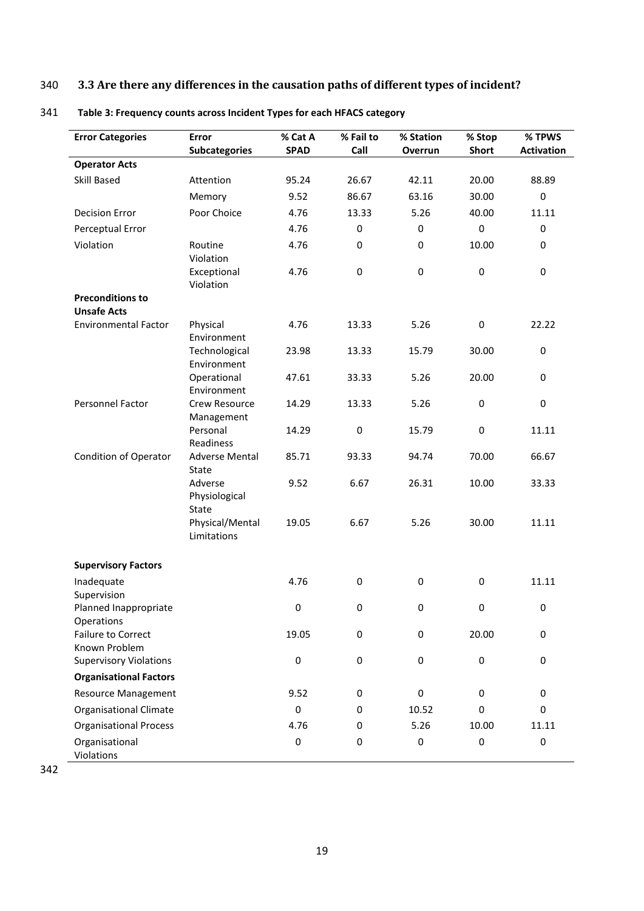### 3.3 Are there any differences in the causation paths of different types of incident?

**Table 3: Frequency counts across Incident Types for each HFACS category**

| Error Categories | Error Subcategories | % Cat A SPAD | % Fail to Call | % Station Overrun | % Stop Short | % TPWS Activation |
|---|---|---|---|---|---|---|
| **Operator Acts** | | | | | | |
| Skill Based | Attention | 95.24 | 26.67 | 42.11 | 20.00 | 88.89 |
| | Memory | 9.52 | 86.67 | 63.16 | 30.00 | 0 |
| Decision Error | Poor Choice | 4.76 | 13.33 | 5.26 | 40.00 | 11.11 |
| Perceptual Error | | 4.76 | 0 | 0 | 0 | 0 |
| Violation | Routine Violation | 4.76 | 0 | 0 | 10.00 | 0 |
| | Exceptional Violation | 4.76 | 0 | 0 | 0 | 0 |
| **Preconditions to Unsafe Acts** | | | | | | |
| Environmental Factor | Physical Environment | 4.76 | 13.33 | 5.26 | 0 | 22.22 |
| | Technological Environment | 23.98 | 13.33 | 15.79 | 30.00 | 0 |
| | Operational Environment | 47.61 | 33.33 | 5.26 | 20.00 | 0 |
| Personnel Factor | Crew Resource Management | 14.29 | 13.33 | 5.26 | 0 | 0 |
| | Personal Readiness | 14.29 | 0 | 15.79 | 0 | 11.11 |
| Condition of Operator | Adverse Mental State | 85.71 | 93.33 | 94.74 | 70.00 | 66.67 |
| | Adverse Physiological State | 9.52 | 6.67 | 26.31 | 10.00 | 33.33 |
| | Physical/Mental Limitations | 19.05 | 6.67 | 5.26 | 30.00 | 11.11 |
| **Supervisory Factors** | | | | | | |
| Inadequate Supervision | | 4.76 | 0 | 0 | 0 | 11.11 |
| Planned Inappropriate Operations | | 0 | 0 | 0 | 0 | 0 |
| Failure to Correct Known Problem | | 19.05 | 0 | 0 | 20.00 | 0 |
| Supervisory Violations | | 0 | 0 | 0 | 0 | 0 |
| **Organisational Factors** | | | | | | |
| Resource Management | | 9.52 | 0 | 0 | 0 | 0 |
| Organisational Climate | | 0 | 0 | 10.52 | 0 | 0 |
| Organisational Process | | 4.76 | 0 | 5.26 | 10.00 | 11.11 |
| Organisational Violations | | 0 | 0 | 0 | 0 | 0 |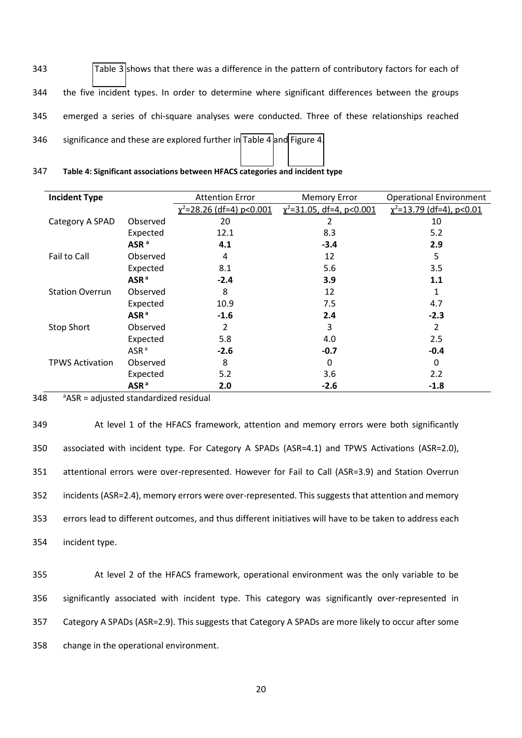Table 3 shows that there was a difference in the pattern of contributory factors for each of the five incident types. In order to determine where significant differences between the groups emerged a series of chi-square analyses were conducted. Three of these relationships reached significance and these are explored further in Table 4 and Figure 4.

**Table 4: Significant associations between HFACS categories and incident type**

| **Incident Type** | | Attention Error | Memory Error | Operational Environment |
|---|---|---|---|---|
| | | $\chi^2$=28.26 (df=4) p<0.001 | $\chi^2$=31.05, df=4, p<0.001 | $\chi^2$=13.79 (df=4), p<0.01 |
| Category A SPAD | Observed | 20 | 2 | 10 |
| | Expected | 12.1 | 8.3 | 5.2 |
| | **ASR [a]** | **4.1** | **-3.4** | **2.9** |
| Fail to Call | Observed | 4 | 12 | 5 |
| | Expected | 8.1 | 5.6 | 3.5 |
| | **ASR [a]** | **-2.4** | **3.9** | **1.1** |
| Station Overrun | Observed | 8 | 12 | 1 |
| | Expected | 10.9 | 7.5 | 4.7 |
| | **ASR [a]** | **-1.6** | **2.4** | **-2.3** |
| Stop Short | Observed | 2 | 3 | 2 |
| | Expected | 5.8 | 4.0 | 2.5 |
| | ASR [a] | **-2.6** | **-0.7** | **-0.4** |
| TPWS Activation | Observed | 8 | 0 | 0 |
| | Expected | 5.2 | 3.6 | 2.2 |
| | **ASR [a]** | **2.0** | **-2.6** | **-1.8** |

[a]ASR = adjusted standardized residual

At level 1 of the HFACS framework, attention and memory errors were both significantly associated with incident type. For Category A SPADs (ASR=4.1) and TPWS Activations (ASR=2.0), attentional errors were over-represented. However for Fail to Call (ASR=3.9) and Station Overrun incidents (ASR=2.4), memory errors were over-represented. This suggests that attention and memory errors lead to different outcomes, and thus different initiatives will have to be taken to address each incident type.

At level 2 of the HFACS framework, operational environment was the only variable to be significantly associated with incident type. This category was significantly over-represented in Category A SPADs (ASR=2.9). This suggests that Category A SPADs are more likely to occur after some change in the operational environment.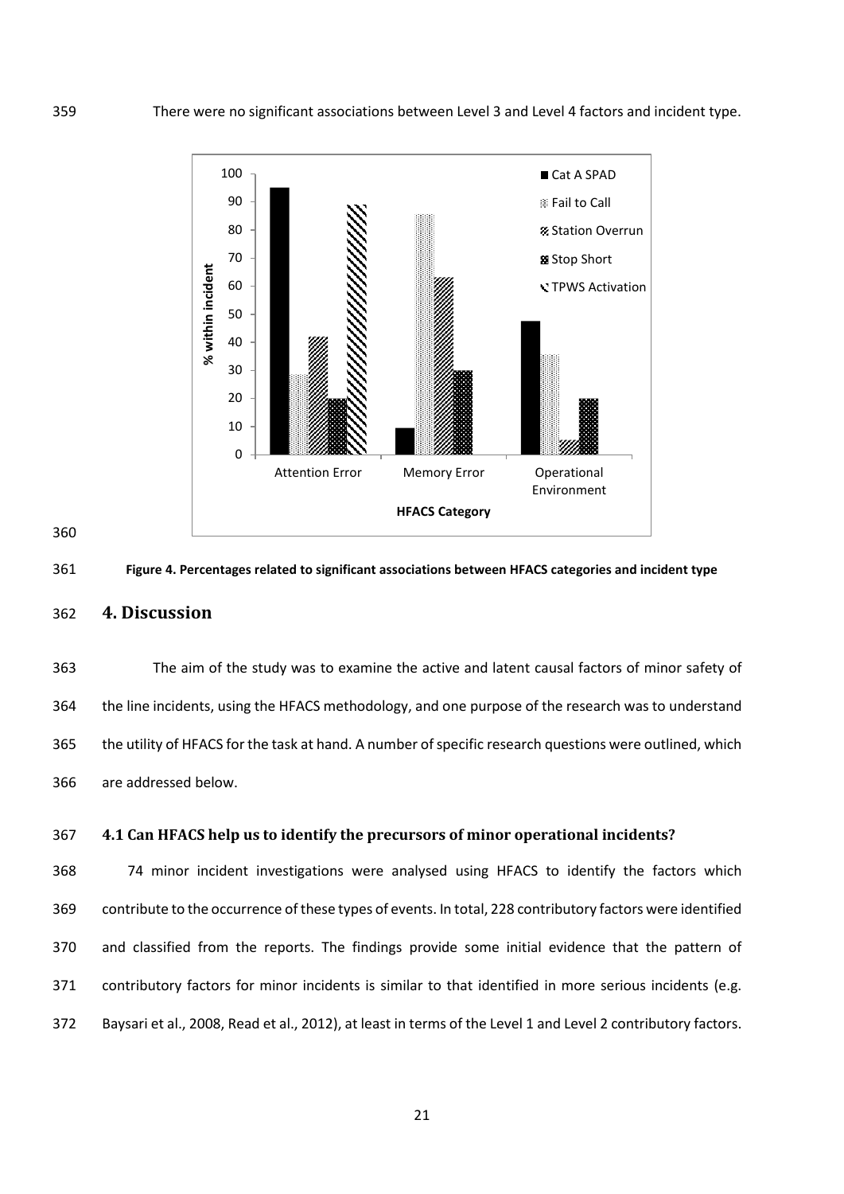There were no significant associations between Level 3 and Level 4 factors and incident type.

**Figure 4. Percentages related to significant associations between HFACS categories and incident type**

## 4. Discussion

The aim of the study was to examine the active and latent causal factors of minor safety of the line incidents, using the HFACS methodology, and one purpose of the research was to understand the utility of HFACS for the task at hand. A number of specific research questions were outlined, which are addressed below.

### 4.1 Can HFACS help us to identify the precursors of minor operational incidents?

74 minor incident investigations were analysed using HFACS to identify the factors which contribute to the occurrence of these types of events. In total, 228 contributory factors were identified and classified from the reports. The findings provide some initial evidence that the pattern of contributory factors for minor incidents is similar to that identified in more serious incidents (e.g. Baysari et al., 2008, Read et al., 2012), at least in terms of the Level 1 and Level 2 contributory factors.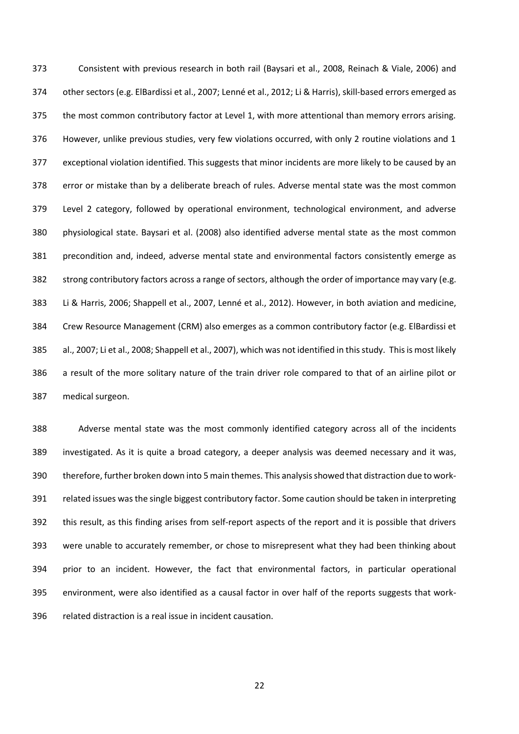Consistent with previous research in both rail (Baysari et al., 2008, Reinach & Viale, 2006) and other sectors (e.g. ElBardissi et al., 2007; Lenné et al., 2012; Li & Harris), skill-based errors emerged as the most common contributory factor at Level 1, with more attentional than memory errors arising. However, unlike previous studies, very few violations occurred, with only 2 routine violations and 1 exceptional violation identified. This suggests that minor incidents are more likely to be caused by an error or mistake than by a deliberate breach of rules. Adverse mental state was the most common Level 2 category, followed by operational environment, technological environment, and adverse physiological state. Baysari et al. (2008) also identified adverse mental state as the most common precondition and, indeed, adverse mental state and environmental factors consistently emerge as strong contributory factors across a range of sectors, although the order of importance may vary (e.g. Li & Harris, 2006; Shappell et al., 2007, Lenné et al., 2012). However, in both aviation and medicine, Crew Resource Management (CRM) also emerges as a common contributory factor (e.g. ElBardissi et al., 2007; Li et al., 2008; Shappell et al., 2007), which was not identified in this study. This is most likely a result of the more solitary nature of the train driver role compared to that of an airline pilot or medical surgeon.

Adverse mental state was the most commonly identified category across all of the incidents investigated. As it is quite a broad category, a deeper analysis was deemed necessary and it was, therefore, further broken down into 5 main themes. This analysis showed that distraction due to work-related issues was the single biggest contributory factor. Some caution should be taken in interpreting this result, as this finding arises from self-report aspects of the report and it is possible that drivers were unable to accurately remember, or chose to misrepresent what they had been thinking about prior to an incident. However, the fact that environmental factors, in particular operational environment, were also identified as a causal factor in over half of the reports suggests that work-related distraction is a real issue in incident causation.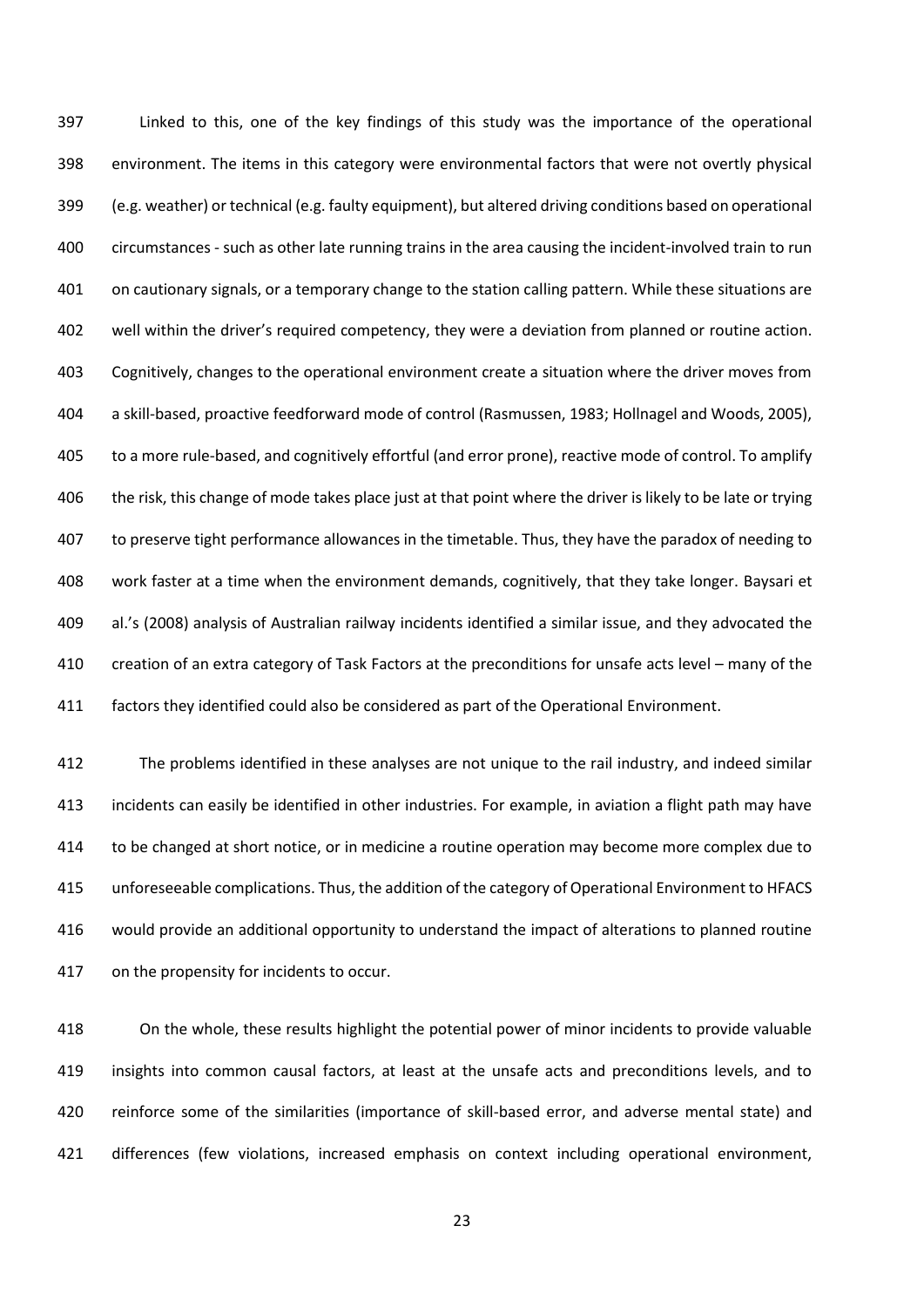Linked to this, one of the key findings of this study was the importance of the operational environment. The items in this category were environmental factors that were not overtly physical (e.g. weather) or technical (e.g. faulty equipment), but altered driving conditions based on operational circumstances - such as other late running trains in the area causing the incident-involved train to run on cautionary signals, or a temporary change to the station calling pattern. While these situations are well within the driver's required competency, they were a deviation from planned or routine action. Cognitively, changes to the operational environment create a situation where the driver moves from a skill-based, proactive feedforward mode of control (Rasmussen, 1983; Hollnagel and Woods, 2005), to a more rule-based, and cognitively effortful (and error prone), reactive mode of control. To amplify the risk, this change of mode takes place just at that point where the driver is likely to be late or trying to preserve tight performance allowances in the timetable. Thus, they have the paradox of needing to work faster at a time when the environment demands, cognitively, that they take longer. Baysari et al.'s (2008) analysis of Australian railway incidents identified a similar issue, and they advocated the creation of an extra category of Task Factors at the preconditions for unsafe acts level – many of the factors they identified could also be considered as part of the Operational Environment.

The problems identified in these analyses are not unique to the rail industry, and indeed similar incidents can easily be identified in other industries. For example, in aviation a flight path may have to be changed at short notice, or in medicine a routine operation may become more complex due to unforeseeable complications. Thus, the addition of the category of Operational Environment to HFACS would provide an additional opportunity to understand the impact of alterations to planned routine on the propensity for incidents to occur.

On the whole, these results highlight the potential power of minor incidents to provide valuable insights into common causal factors, at least at the unsafe acts and preconditions levels, and to reinforce some of the similarities (importance of skill-based error, and adverse mental state) and differences (few violations, increased emphasis on context including operational environment,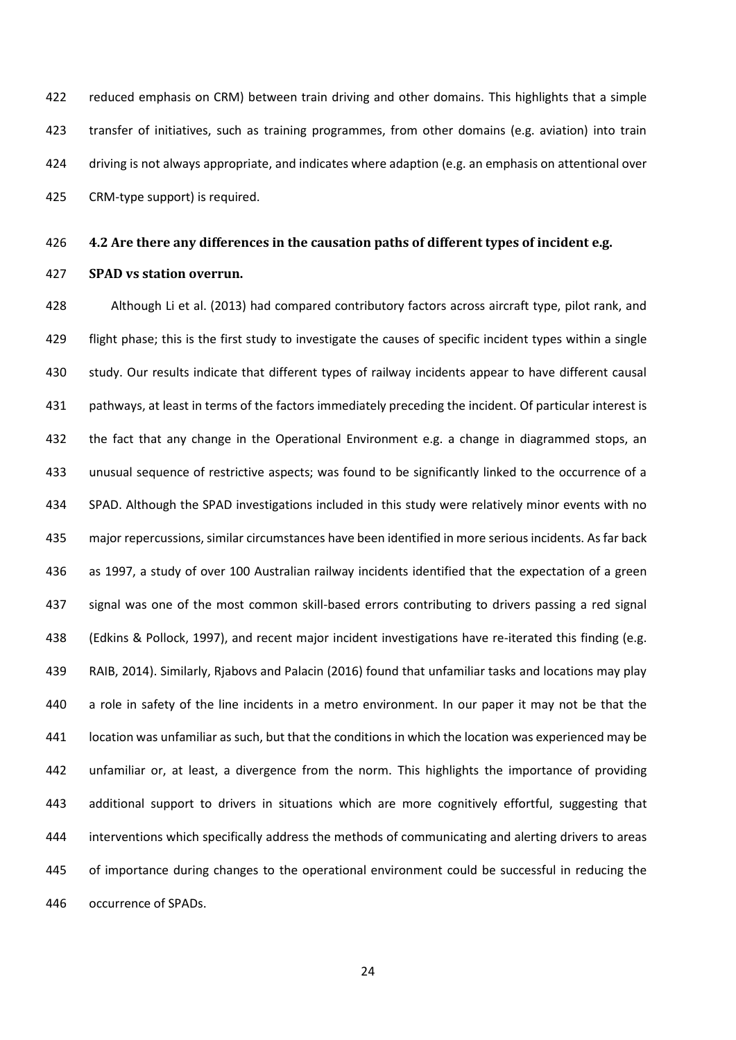reduced emphasis on CRM) between train driving and other domains. This highlights that a simple transfer of initiatives, such as training programmes, from other domains (e.g. aviation) into train driving is not always appropriate, and indicates where adaption (e.g. an emphasis on attentional over CRM-type support) is required.

### 4.2 Are there any differences in the causation paths of different types of incident e.g. SPAD vs station overrun.

Although Li et al. (2013) had compared contributory factors across aircraft type, pilot rank, and flight phase; this is the first study to investigate the causes of specific incident types within a single study. Our results indicate that different types of railway incidents appear to have different causal pathways, at least in terms of the factors immediately preceding the incident. Of particular interest is the fact that any change in the Operational Environment e.g. a change in diagrammed stops, an unusual sequence of restrictive aspects; was found to be significantly linked to the occurrence of a SPAD. Although the SPAD investigations included in this study were relatively minor events with no major repercussions, similar circumstances have been identified in more serious incidents. As far back as 1997, a study of over 100 Australian railway incidents identified that the expectation of a green signal was one of the most common skill-based errors contributing to drivers passing a red signal (Edkins & Pollock, 1997), and recent major incident investigations have re-iterated this finding (e.g. RAIB, 2014). Similarly, Rjabovs and Palacin (2016) found that unfamiliar tasks and locations may play a role in safety of the line incidents in a metro environment. In our paper it may not be that the location was unfamiliar as such, but that the conditions in which the location was experienced may be unfamiliar or, at least, a divergence from the norm. This highlights the importance of providing additional support to drivers in situations which are more cognitively effortful, suggesting that interventions which specifically address the methods of communicating and alerting drivers to areas of importance during changes to the operational environment could be successful in reducing the occurrence of SPADs.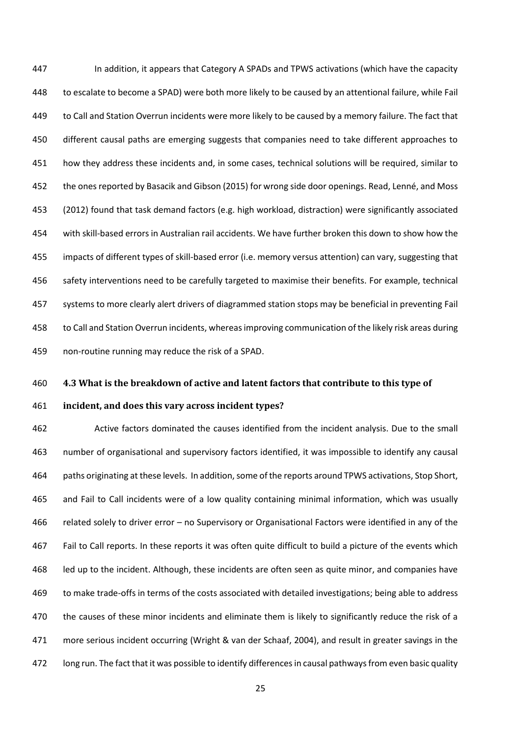In addition, it appears that Category A SPADs and TPWS activations (which have the capacity to escalate to become a SPAD) were both more likely to be caused by an attentional failure, while Fail to Call and Station Overrun incidents were more likely to be caused by a memory failure. The fact that different causal paths are emerging suggests that companies need to take different approaches to how they address these incidents and, in some cases, technical solutions will be required, similar to the ones reported by Basacik and Gibson (2015) for wrong side door openings. Read, Lenné, and Moss (2012) found that task demand factors (e.g. high workload, distraction) were significantly associated with skill-based errors in Australian rail accidents. We have further broken this down to show how the impacts of different types of skill-based error (i.e. memory versus attention) can vary, suggesting that safety interventions need to be carefully targeted to maximise their benefits. For example, technical systems to more clearly alert drivers of diagrammed station stops may be beneficial in preventing Fail to Call and Station Overrun incidents, whereas improving communication of the likely risk areas during non-routine running may reduce the risk of a SPAD.

### 4.3 What is the breakdown of active and latent factors that contribute to this type of incident, and does this vary across incident types?

Active factors dominated the causes identified from the incident analysis. Due to the small number of organisational and supervisory factors identified, it was impossible to identify any causal paths originating at these levels. In addition, some of the reports around TPWS activations, Stop Short, and Fail to Call incidents were of a low quality containing minimal information, which was usually related solely to driver error – no Supervisory or Organisational Factors were identified in any of the Fail to Call reports. In these reports it was often quite difficult to build a picture of the events which led up to the incident. Although, these incidents are often seen as quite minor, and companies have to make trade-offs in terms of the costs associated with detailed investigations; being able to address the causes of these minor incidents and eliminate them is likely to significantly reduce the risk of a more serious incident occurring (Wright & van der Schaaf, 2004), and result in greater savings in the long run. The fact that it was possible to identify differences in causal pathways from even basic quality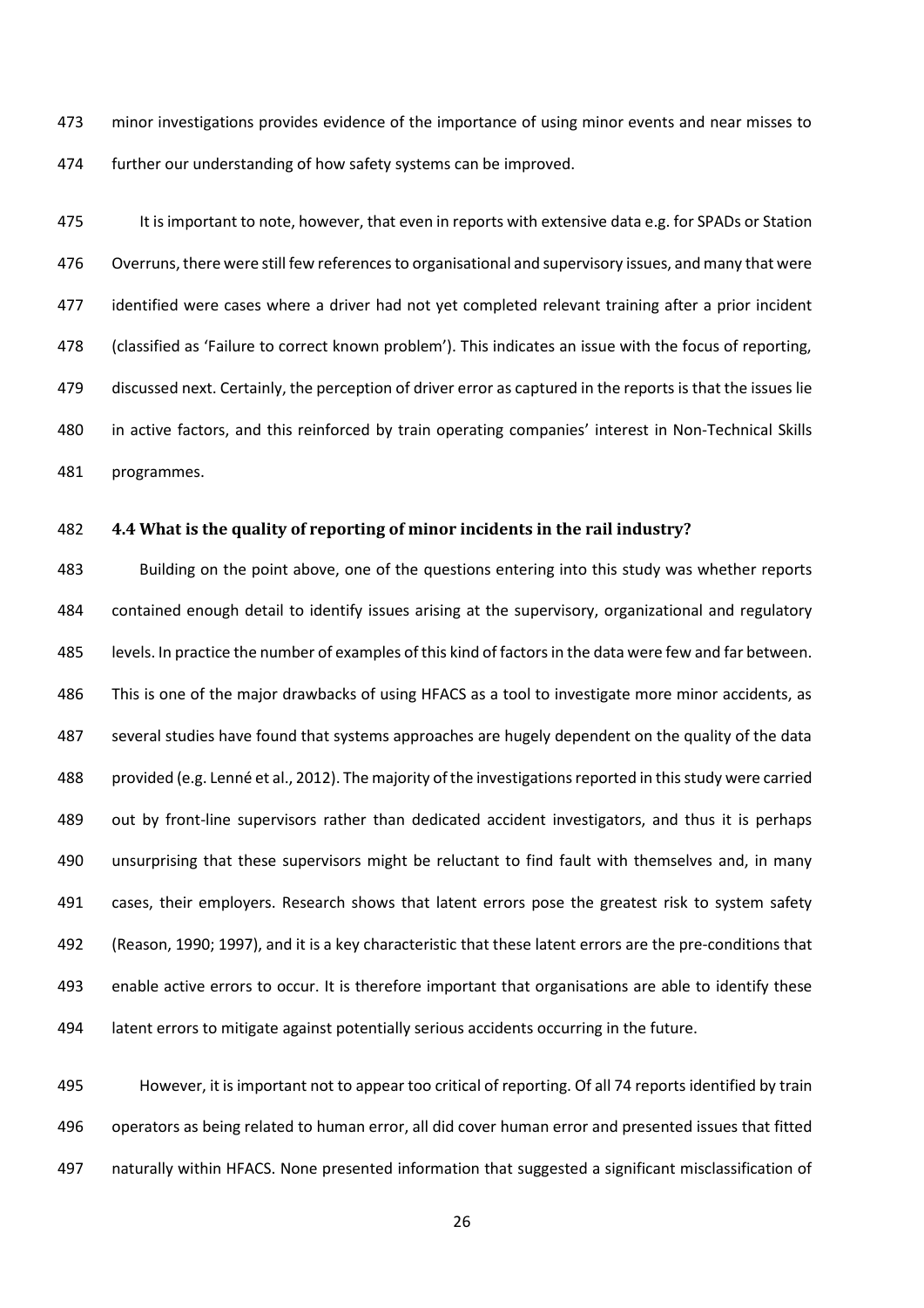minor investigations provides evidence of the importance of using minor events and near misses to further our understanding of how safety systems can be improved.

It is important to note, however, that even in reports with extensive data e.g. for SPADs or Station Overruns, there were still few references to organisational and supervisory issues, and many that were identified were cases where a driver had not yet completed relevant training after a prior incident (classified as 'Failure to correct known problem'). This indicates an issue with the focus of reporting, discussed next. Certainly, the perception of driver error as captured in the reports is that the issues lie in active factors, and this reinforced by train operating companies' interest in Non-Technical Skills programmes.

### 4.4 What is the quality of reporting of minor incidents in the rail industry?

Building on the point above, one of the questions entering into this study was whether reports contained enough detail to identify issues arising at the supervisory, organizational and regulatory levels. In practice the number of examples of this kind of factors in the data were few and far between. This is one of the major drawbacks of using HFACS as a tool to investigate more minor accidents, as several studies have found that systems approaches are hugely dependent on the quality of the data provided (e.g. Lenné et al., 2012). The majority of the investigations reported in this study were carried out by front-line supervisors rather than dedicated accident investigators, and thus it is perhaps unsurprising that these supervisors might be reluctant to find fault with themselves and, in many cases, their employers. Research shows that latent errors pose the greatest risk to system safety (Reason, 1990; 1997), and it is a key characteristic that these latent errors are the pre-conditions that enable active errors to occur. It is therefore important that organisations are able to identify these latent errors to mitigate against potentially serious accidents occurring in the future.

However, it is important not to appear too critical of reporting. Of all 74 reports identified by train operators as being related to human error, all did cover human error and presented issues that fitted naturally within HFACS. None presented information that suggested a significant misclassification of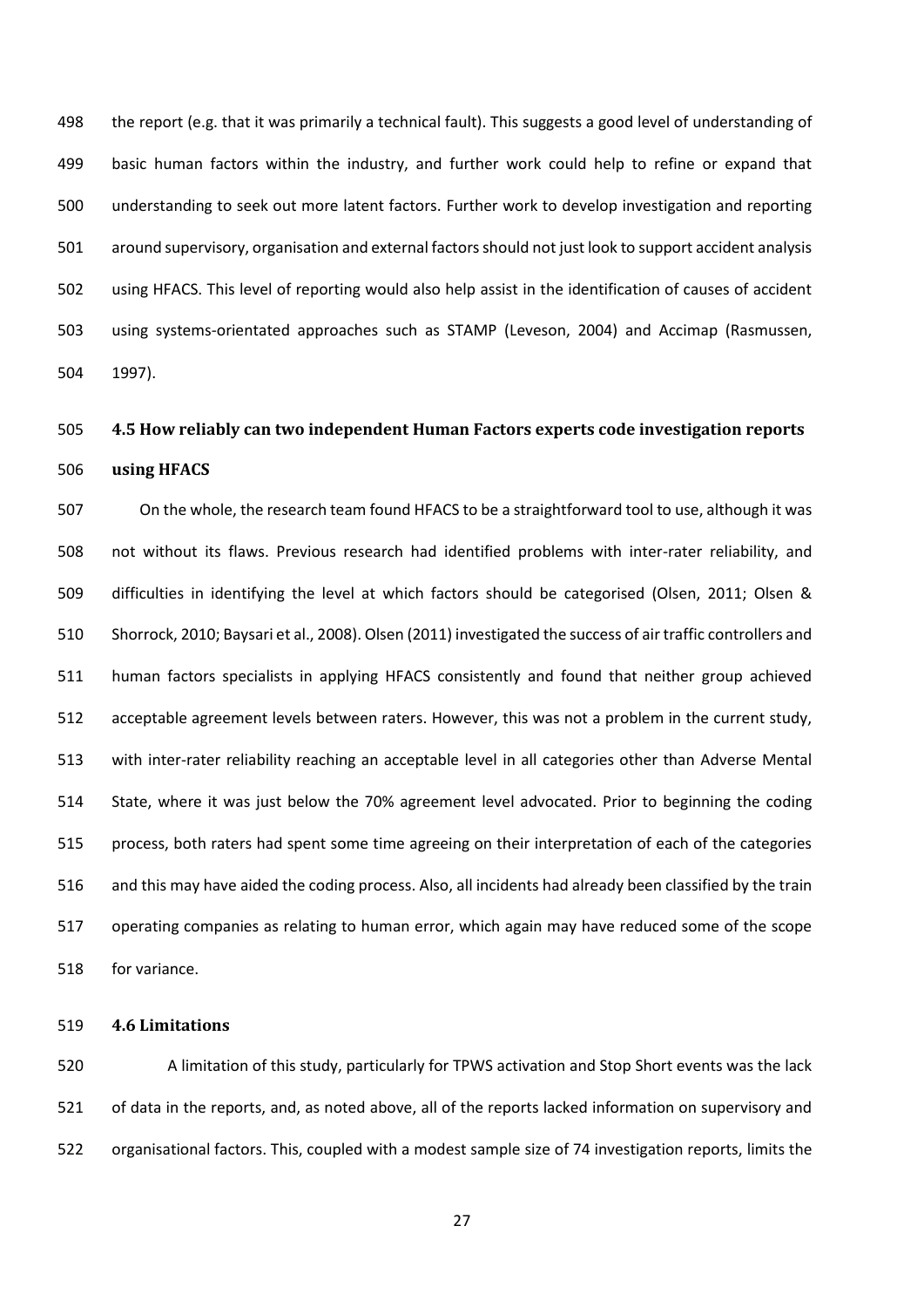the report (e.g. that it was primarily a technical fault). This suggests a good level of understanding of basic human factors within the industry, and further work could help to refine or expand that understanding to seek out more latent factors. Further work to develop investigation and reporting around supervisory, organisation and external factors should not just look to support accident analysis using HFACS. This level of reporting would also help assist in the identification of causes of accident using systems-orientated approaches such as STAMP (Leveson, 2004) and Accimap (Rasmussen, 1997).

### 4.5 How reliably can two independent Human Factors experts code investigation reports using HFACS

On the whole, the research team found HFACS to be a straightforward tool to use, although it was not without its flaws. Previous research had identified problems with inter-rater reliability, and difficulties in identifying the level at which factors should be categorised (Olsen, 2011; Olsen & Shorrock, 2010; Baysari et al., 2008). Olsen (2011) investigated the success of air traffic controllers and human factors specialists in applying HFACS consistently and found that neither group achieved acceptable agreement levels between raters. However, this was not a problem in the current study, with inter-rater reliability reaching an acceptable level in all categories other than Adverse Mental State, where it was just below the 70% agreement level advocated. Prior to beginning the coding process, both raters had spent some time agreeing on their interpretation of each of the categories and this may have aided the coding process. Also, all incidents had already been classified by the train operating companies as relating to human error, which again may have reduced some of the scope for variance.

### 4.6 Limitations

A limitation of this study, particularly for TPWS activation and Stop Short events was the lack of data in the reports, and, as noted above, all of the reports lacked information on supervisory and organisational factors. This, coupled with a modest sample size of 74 investigation reports, limits the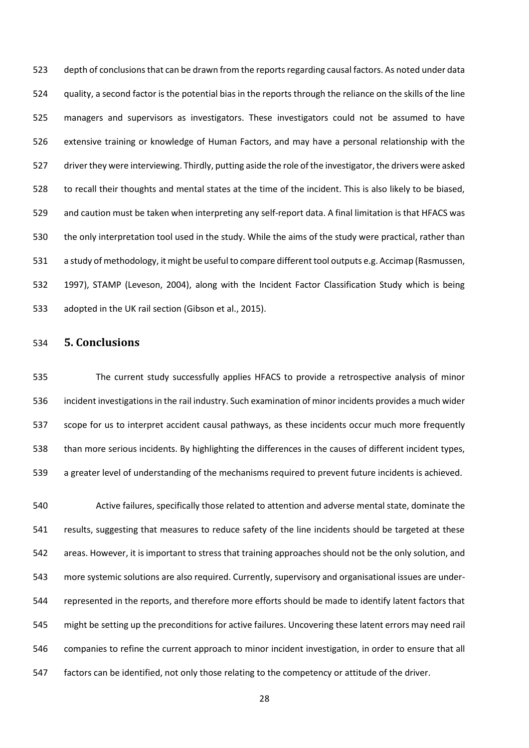depth of conclusions that can be drawn from the reports regarding causal factors. As noted under data quality, a second factor is the potential bias in the reports through the reliance on the skills of the line managers and supervisors as investigators. These investigators could not be assumed to have extensive training or knowledge of Human Factors, and may have a personal relationship with the driver they were interviewing. Thirdly, putting aside the role of the investigator, the drivers were asked to recall their thoughts and mental states at the time of the incident. This is also likely to be biased, and caution must be taken when interpreting any self-report data. A final limitation is that HFACS was the only interpretation tool used in the study. While the aims of the study were practical, rather than a study of methodology, it might be useful to compare different tool outputs e.g. Accimap (Rasmussen, 1997), STAMP (Leveson, 2004), along with the Incident Factor Classification Study which is being adopted in the UK rail section (Gibson et al., 2015).

## 5. Conclusions

The current study successfully applies HFACS to provide a retrospective analysis of minor incident investigations in the rail industry. Such examination of minor incidents provides a much wider scope for us to interpret accident causal pathways, as these incidents occur much more frequently than more serious incidents. By highlighting the differences in the causes of different incident types, a greater level of understanding of the mechanisms required to prevent future incidents is achieved.

Active failures, specifically those related to attention and adverse mental state, dominate the results, suggesting that measures to reduce safety of the line incidents should be targeted at these areas. However, it is important to stress that training approaches should not be the only solution, and more systemic solutions are also required. Currently, supervisory and organisational issues are under-represented in the reports, and therefore more efforts should be made to identify latent factors that might be setting up the preconditions for active failures. Uncovering these latent errors may need rail companies to refine the current approach to minor incident investigation, in order to ensure that all factors can be identified, not only those relating to the competency or attitude of the driver.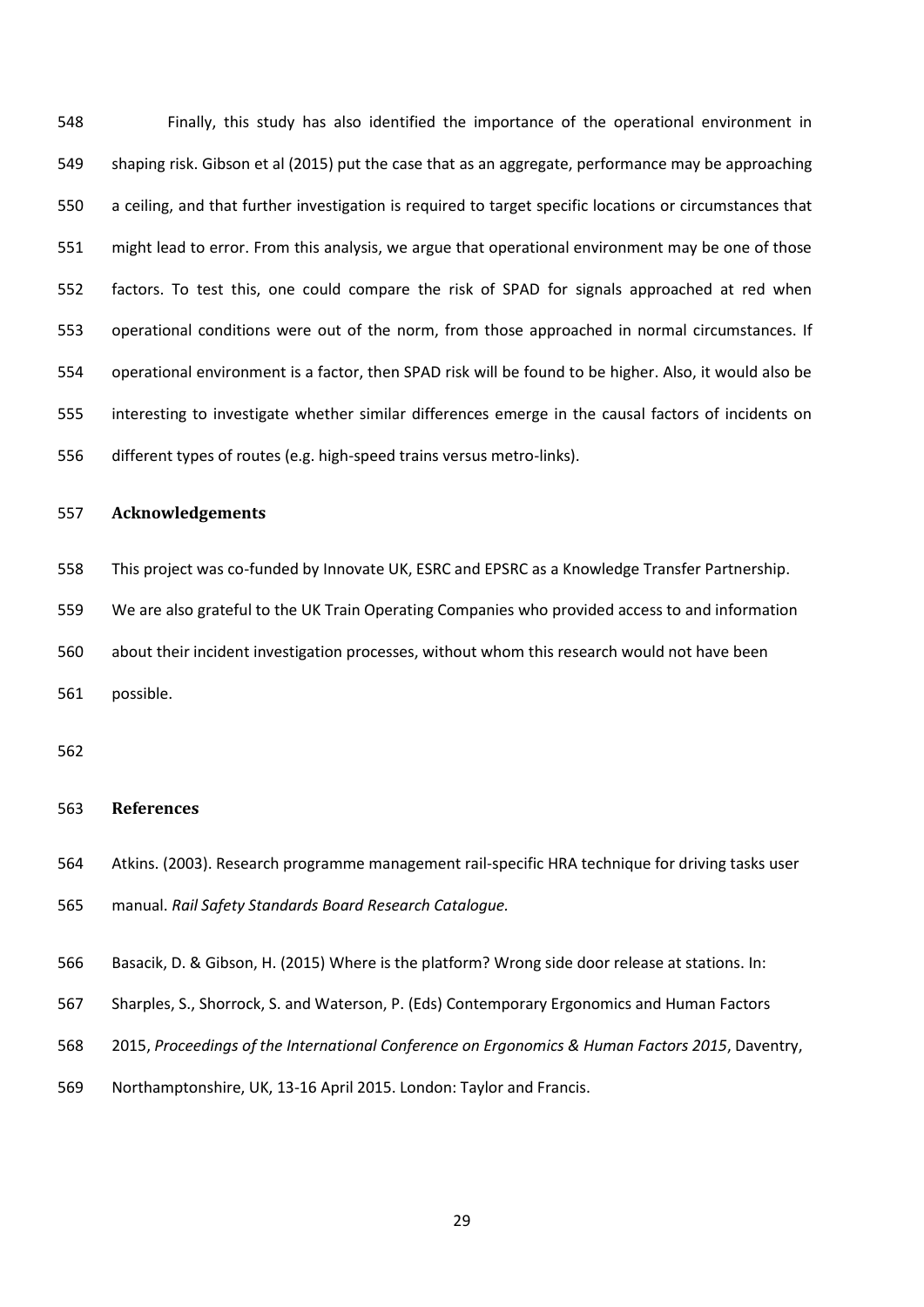Finally, this study has also identified the importance of the operational environment in shaping risk. Gibson et al (2015) put the case that as an aggregate, performance may be approaching a ceiling, and that further investigation is required to target specific locations or circumstances that might lead to error. From this analysis, we argue that operational environment may be one of those factors. To test this, one could compare the risk of SPAD for signals approached at red when operational conditions were out of the norm, from those approached in normal circumstances. If operational environment is a factor, then SPAD risk will be found to be higher. Also, it would also be interesting to investigate whether similar differences emerge in the causal factors of incidents on different types of routes (e.g. high-speed trains versus metro-links).

## Acknowledgements

This project was co-funded by Innovate UK, ESRC and EPSRC as a Knowledge Transfer Partnership. We are also grateful to the UK Train Operating Companies who provided access to and information about their incident investigation processes, without whom this research would not have been possible.

## References

Atkins. (2003). Research programme management rail-specific HRA technique for driving tasks user manual. *Rail Safety Standards Board Research Catalogue.*

Basacik, D. & Gibson, H. (2015) Where is the platform? Wrong side door release at stations. In: Sharples, S., Shorrock, S. and Waterson, P. (Eds) Contemporary Ergonomics and Human Factors 2015, *Proceedings of the International Conference on Ergonomics & Human Factors 2015*, Daventry, Northamptonshire, UK, 13-16 April 2015. London: Taylor and Francis.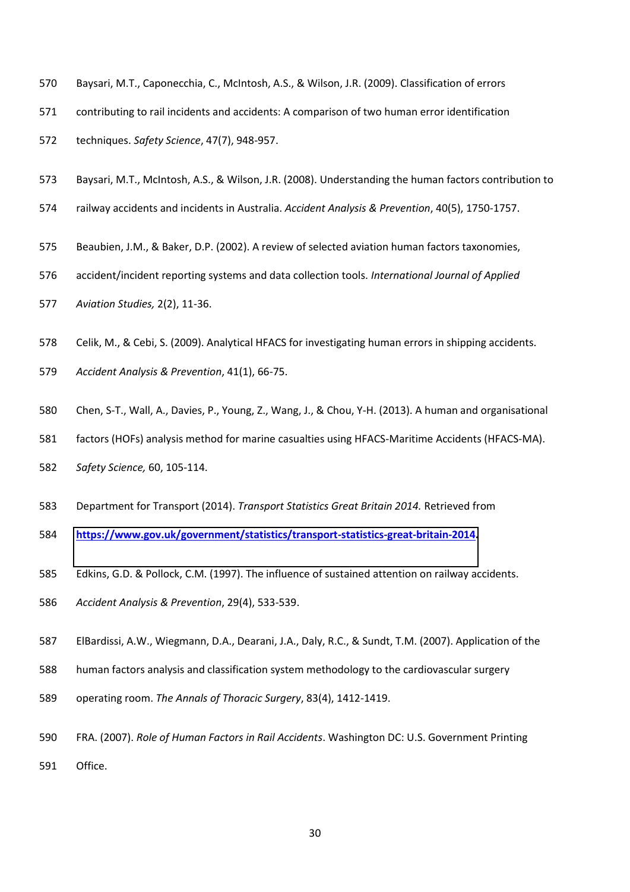Baysari, M.T., Caponecchia, C., McIntosh, A.S., & Wilson, J.R. (2009). Classification of errors contributing to rail incidents and accidents: A comparison of two human error identification techniques. *Safety Science*, 47(7), 948-957.

Baysari, M.T., McIntosh, A.S., & Wilson, J.R. (2008). Understanding the human factors contribution to railway accidents and incidents in Australia. *Accident Analysis & Prevention*, 40(5), 1750-1757.

Beaubien, J.M., & Baker, D.P. (2002). A review of selected aviation human factors taxonomies, accident/incident reporting systems and data collection tools. *International Journal of Applied Aviation Studies,* 2(2), 11-36.

Celik, M., & Cebi, S. (2009). Analytical HFACS for investigating human errors in shipping accidents. *Accident Analysis & Prevention*, 41(1), 66-75.

Chen, S-T., Wall, A., Davies, P., Young, Z., Wang, J., & Chou, Y-H. (2013). A human and organisational factors (HOFs) analysis method for marine casualties using HFACS-Maritime Accidents (HFACS-MA). *Safety Science,* 60, 105-114.

Department for Transport (2014). *Transport Statistics Great Britain 2014.* Retrieved from https://www.gov.uk/government/statistics/transport-statistics-great-britain-2014.

Edkins, G.D. & Pollock, C.M. (1997). The influence of sustained attention on railway accidents. *Accident Analysis & Prevention*, 29(4), 533-539.

ElBardissi, A.W., Wiegmann, D.A., Dearani, J.A., Daly, R.C., & Sundt, T.M. (2007). Application of the human factors analysis and classification system methodology to the cardiovascular surgery operating room. *The Annals of Thoracic Surgery*, 83(4), 1412-1419.

FRA. (2007). *Role of Human Factors in Rail Accidents*. Washington DC: U.S. Government Printing Office.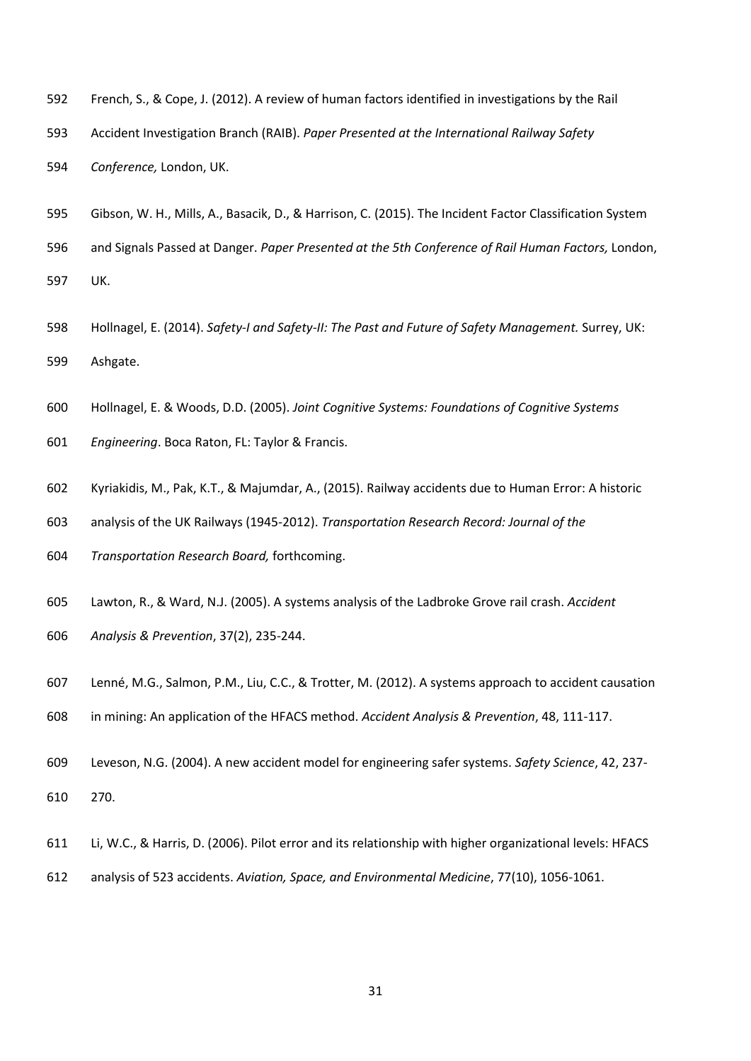French, S., & Cope, J. (2012). A review of human factors identified in investigations by the Rail Accident Investigation Branch (RAIB). *Paper Presented at the International Railway Safety Conference,* London, UK.

Gibson, W. H., Mills, A., Basacik, D., & Harrison, C. (2015). The Incident Factor Classification System and Signals Passed at Danger. *Paper Presented at the 5th Conference of Rail Human Factors,* London, UK.

Hollnagel, E. (2014). *Safety-I and Safety-II: The Past and Future of Safety Management.* Surrey, UK: Ashgate.

Hollnagel, E. & Woods, D.D. (2005). *Joint Cognitive Systems: Foundations of Cognitive Systems Engineering*. Boca Raton, FL: Taylor & Francis.

Kyriakidis, M., Pak, K.T., & Majumdar, A., (2015). Railway accidents due to Human Error: A historic analysis of the UK Railways (1945-2012). *Transportation Research Record: Journal of the Transportation Research Board,* forthcoming.

Lawton, R., & Ward, N.J. (2005). A systems analysis of the Ladbroke Grove rail crash. *Accident Analysis & Prevention*, 37(2), 235-244.

Lenné, M.G., Salmon, P.M., Liu, C.C., & Trotter, M. (2012). A systems approach to accident causation in mining: An application of the HFACS method. *Accident Analysis & Prevention*, 48, 111-117.

Leveson, N.G. (2004). A new accident model for engineering safer systems. *Safety Science*, 42, 237-270.

Li, W.C., & Harris, D. (2006). Pilot error and its relationship with higher organizational levels: HFACS analysis of 523 accidents. *Aviation, Space, and Environmental Medicine*, 77(10), 1056-1061.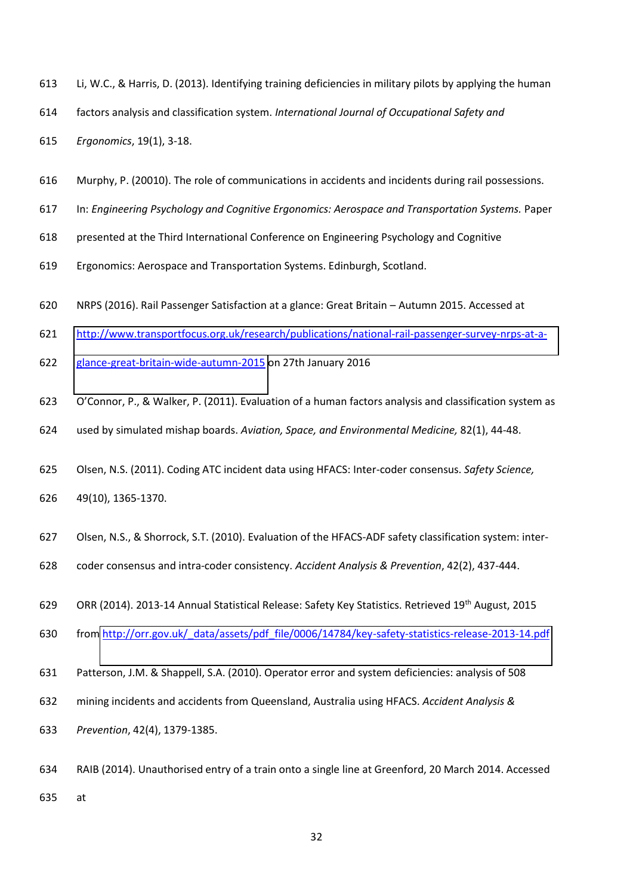Li, W.C., & Harris, D. (2013). Identifying training deficiencies in military pilots by applying the human factors analysis and classification system. *International Journal of Occupational Safety and Ergonomics*, 19(1), 3-18.

Murphy, P. (20010). The role of communications in accidents and incidents during rail possessions. In: *Engineering Psychology and Cognitive Ergonomics: Aerospace and Transportation Systems.* Paper presented at the Third International Conference on Engineering Psychology and Cognitive Ergonomics: Aerospace and Transportation Systems. Edinburgh, Scotland.

NRPS (2016). Rail Passenger Satisfaction at a glance: Great Britain – Autumn 2015. Accessed at http://www.transportfocus.org.uk/research/publications/national-rail-passenger-survey-nrps-at-a-glance-great-britain-wide-autumn-2015 on 27th January 2016

O'Connor, P., & Walker, P. (2011). Evaluation of a human factors analysis and classification system as used by simulated mishap boards. *Aviation, Space, and Environmental Medicine,* 82(1), 44-48.

Olsen, N.S. (2011). Coding ATC incident data using HFACS: Inter-coder consensus. *Safety Science,* 49(10), 1365-1370.

Olsen, N.S., & Shorrock, S.T. (2010). Evaluation of the HFACS-ADF safety classification system: inter-coder consensus and intra-coder consistency. *Accident Analysis & Prevention*, 42(2), 437-444.

ORR (2014). 2013-14 Annual Statistical Release: Safety Key Statistics. Retrieved 19th August, 2015 from http://orr.gov.uk/_data/assets/pdf_file/0006/14784/key-safety-statistics-release-2013-14.pdf

Patterson, J.M. & Shappell, S.A. (2010). Operator error and system deficiencies: analysis of 508 mining incidents and accidents from Queensland, Australia using HFACS. *Accident Analysis & Prevention*, 42(4), 1379-1385.

RAIB (2014). Unauthorised entry of a train onto a single line at Greenford, 20 March 2014. Accessed at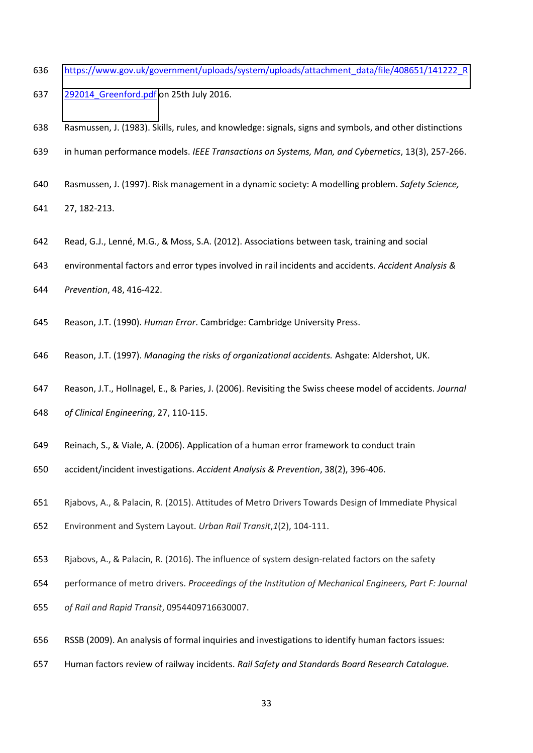https://www.gov.uk/government/uploads/system/uploads/attachment_data/file/408651/141222_R292014_Greenford.pdf on 25th July 2016.

Rasmussen, J. (1983). Skills, rules, and knowledge: signals, signs and symbols, and other distinctions in human performance models. *IEEE Transactions on Systems, Man, and Cybernetics*, 13(3), 257-266.

Rasmussen, J. (1997). Risk management in a dynamic society: A modelling problem. *Safety Science,* 27, 182-213.

Read, G.J., Lenné, M.G., & Moss, S.A. (2012). Associations between task, training and social environmental factors and error types involved in rail incidents and accidents. *Accident Analysis & Prevention*, 48, 416-422.

Reason, J.T. (1990). *Human Error*. Cambridge: Cambridge University Press.

Reason, J.T. (1997). *Managing the risks of organizational accidents.* Ashgate: Aldershot, UK.

Reason, J.T., Hollnagel, E., & Paries, J. (2006). Revisiting the Swiss cheese model of accidents. *Journal of Clinical Engineering*, 27, 110-115.

Reinach, S., & Viale, A. (2006). Application of a human error framework to conduct train accident/incident investigations. *Accident Analysis & Prevention*, 38(2), 396-406.

Rjabovs, A., & Palacin, R. (2015). Attitudes of Metro Drivers Towards Design of Immediate Physical Environment and System Layout. *Urban Rail Transit*,*1*(2), 104-111.

Rjabovs, A., & Palacin, R. (2016). The influence of system design-related factors on the safety performance of metro drivers. *Proceedings of the Institution of Mechanical Engineers, Part F: Journal of Rail and Rapid Transit*, 0954409716630007.

RSSB (2009). An analysis of formal inquiries and investigations to identify human factors issues: Human factors review of railway incidents. *Rail Safety and Standards Board Research Catalogue.*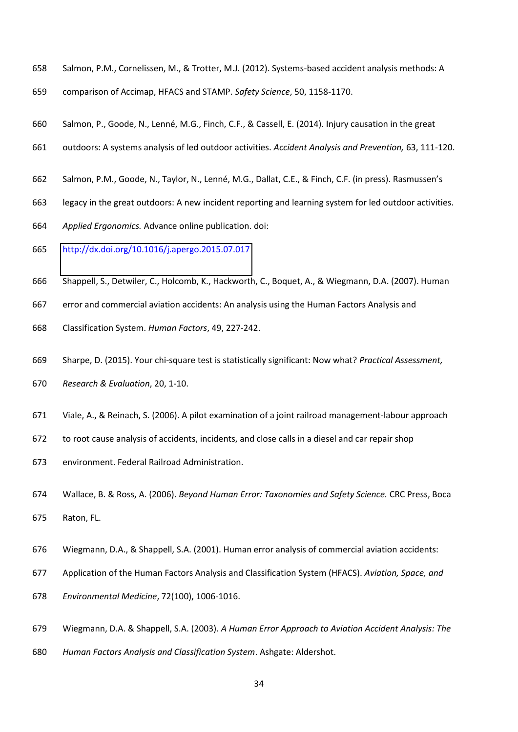Salmon, P.M., Cornelissen, M., & Trotter, M.J. (2012). Systems-based accident analysis methods: A comparison of Accimap, HFACS and STAMP. *Safety Science*, 50, 1158-1170.

Salmon, P., Goode, N., Lenné, M.G., Finch, C.F., & Cassell, E. (2014). Injury causation in the great outdoors: A systems analysis of led outdoor activities. *Accident Analysis and Prevention,* 63, 111-120.

Salmon, P.M., Goode, N., Taylor, N., Lenné, M.G., Dallat, C.E., & Finch, C.F. (in press). Rasmussen's legacy in the great outdoors: A new incident reporting and learning system for led outdoor activities. *Applied Ergonomics.* Advance online publication. doi: http://dx.doi.org/10.1016/j.apergo.2015.07.017

Shappell, S., Detwiler, C., Holcomb, K., Hackworth, C., Boquet, A., & Wiegmann, D.A. (2007). Human error and commercial aviation accidents: An analysis using the Human Factors Analysis and Classification System. *Human Factors*, 49, 227-242.

Sharpe, D. (2015). Your chi-square test is statistically significant: Now what? *Practical Assessment, Research & Evaluation*, 20, 1-10.

Viale, A., & Reinach, S. (2006). A pilot examination of a joint railroad management-labour approach to root cause analysis of accidents, incidents, and close calls in a diesel and car repair shop environment. Federal Railroad Administration.

Wallace, B. & Ross, A. (2006). *Beyond Human Error: Taxonomies and Safety Science.* CRC Press, Boca Raton, FL.

Wiegmann, D.A., & Shappell, S.A. (2001). Human error analysis of commercial aviation accidents: Application of the Human Factors Analysis and Classification System (HFACS). *Aviation, Space, and Environmental Medicine*, 72(100), 1006-1016.

Wiegmann, D.A. & Shappell, S.A. (2003). *A Human Error Approach to Aviation Accident Analysis: The Human Factors Analysis and Classification System*. Ashgate: Aldershot.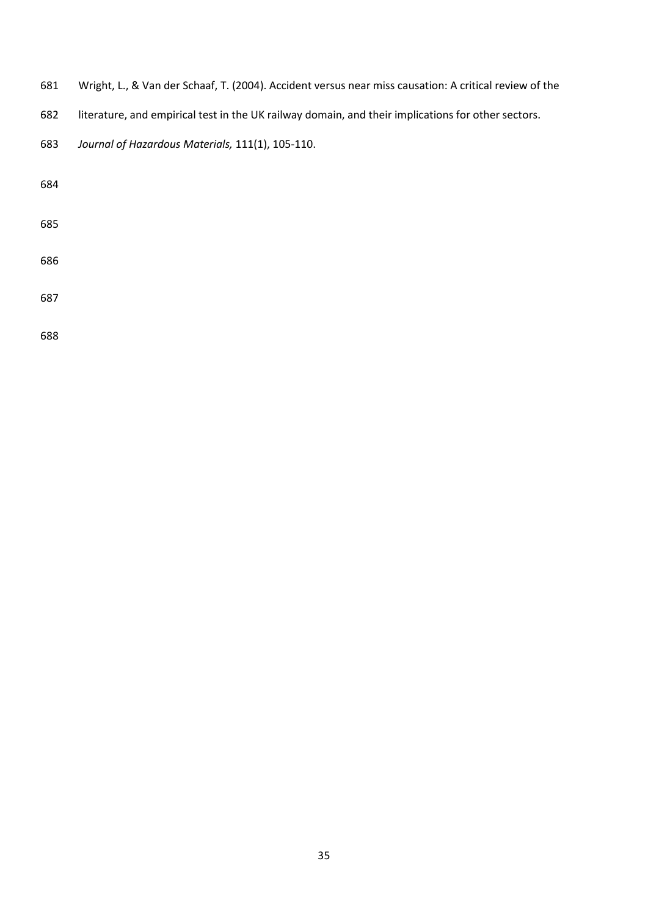Wright, L., & Van der Schaaf, T. (2004). Accident versus near miss causation: A critical review of the literature, and empirical test in the UK railway domain, and their implications for other sectors. *Journal of Hazardous Materials,* 111(1), 105-110.